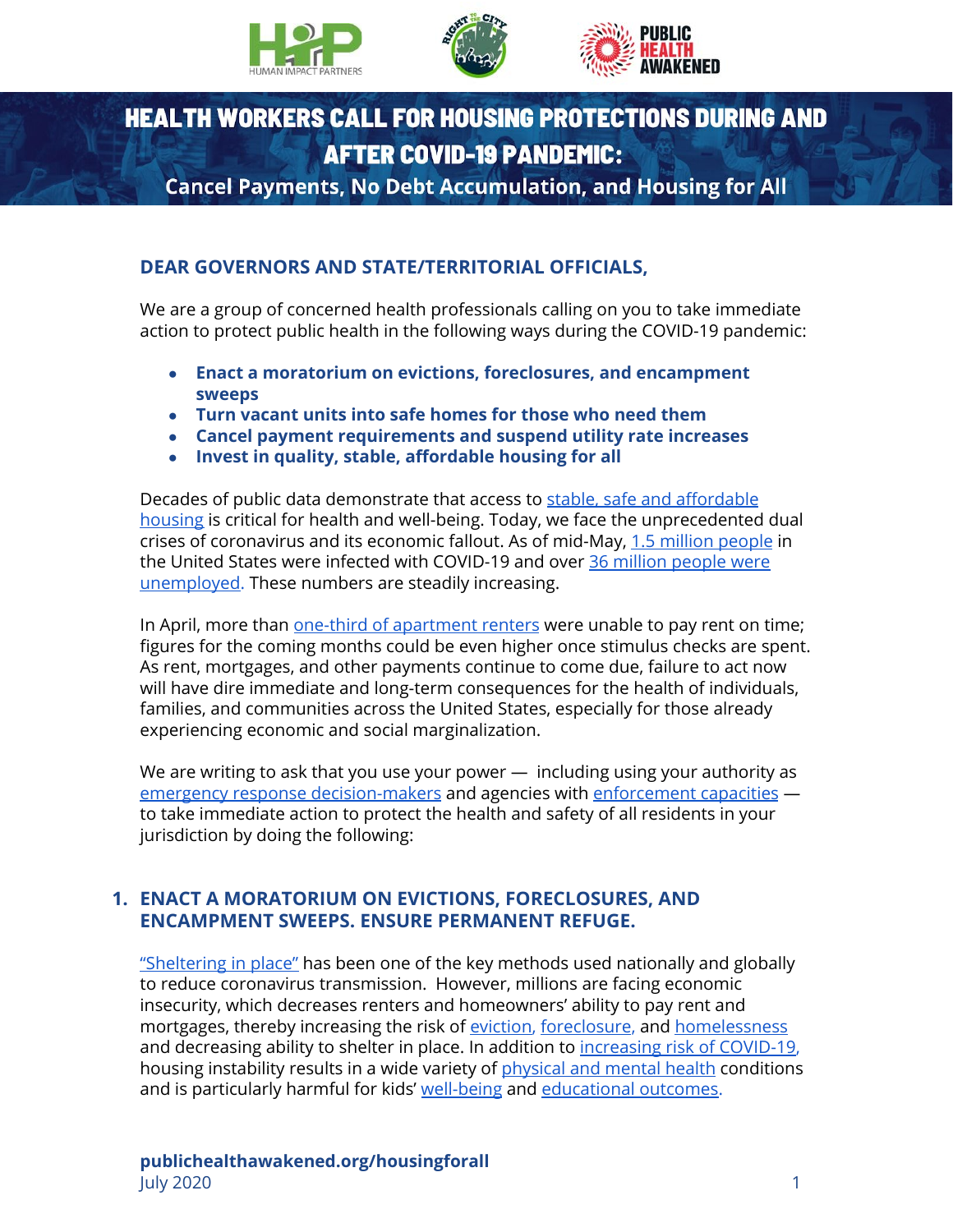# HEALTH WORKERS CALL FOR HOUSING PROTECTIONS DURING AND AFTER COVID-19 PANDEMIC:

## Cancel Payments, No Debt Accumulation, and Housing for All

### DEAR GOVERNORS AND STATE/TERRITORIAL OFFICIALS,

We are a group of concerned health professionals calling on you to take immediate action to protect public health in the following ways during the COVID-19 pandemic:

- **Enact a moratorium on evictions, foreclosures, and encampment sweeps**
- **Turn vacant units into safe homes for those who need them**
- **Cancel payment requirements and suspend utility rate increases**
- **Invest in quality, stable, affordable housing for all**

Decades of public data demonstrate that access to stable, safe and affordable housing is critical for health and well-being. Today, we face the unprecedented dual crises of coronavirus and its economic fallout. As of mid-May, 1.5 million people in the United States were infected with COVID-19 and over 36 million people were unemployed. These numbers are steadily increasing.

In April, more than one-third of apartment renters were unable to pay rent on time; figures for the coming months could be even higher once stimulus checks are spent. As rent, mortgages, and other payments continue to come due, failure to act now will have dire immediate and long-term consequences for the health of individuals, families, and communities across the United States, especially for those already experiencing economic and social marginalization.

We are writing to ask that you use your power — including using your authority as emergency response decision-makers and agencies with enforcement capacities — to take immediate action to protect the health and safety of all residents in your jurisdiction by doing the following:

### 1. ENACT A MORATORIUM ON EVICTIONS, FORECLOSURES, AND ENCAMPMENT SWEEPS. ENSURE PERMANENT REFUGE.

"Sheltering in place" has been one of the key methods used nationally and globally to reduce coronavirus transmission. However, millions are facing economic insecurity, which decreases renters and homeowners' ability to pay rent and mortgages, thereby increasing the risk of eviction, foreclosure, and homelessness and decreasing ability to shelter in place. In addition to increasing risk of COVID-19, housing instability results in a wide variety of physical and mental health conditions and is particularly harmful for kids' well-being and educational outcomes.

publichealthawakened.org/housingforall
July 2020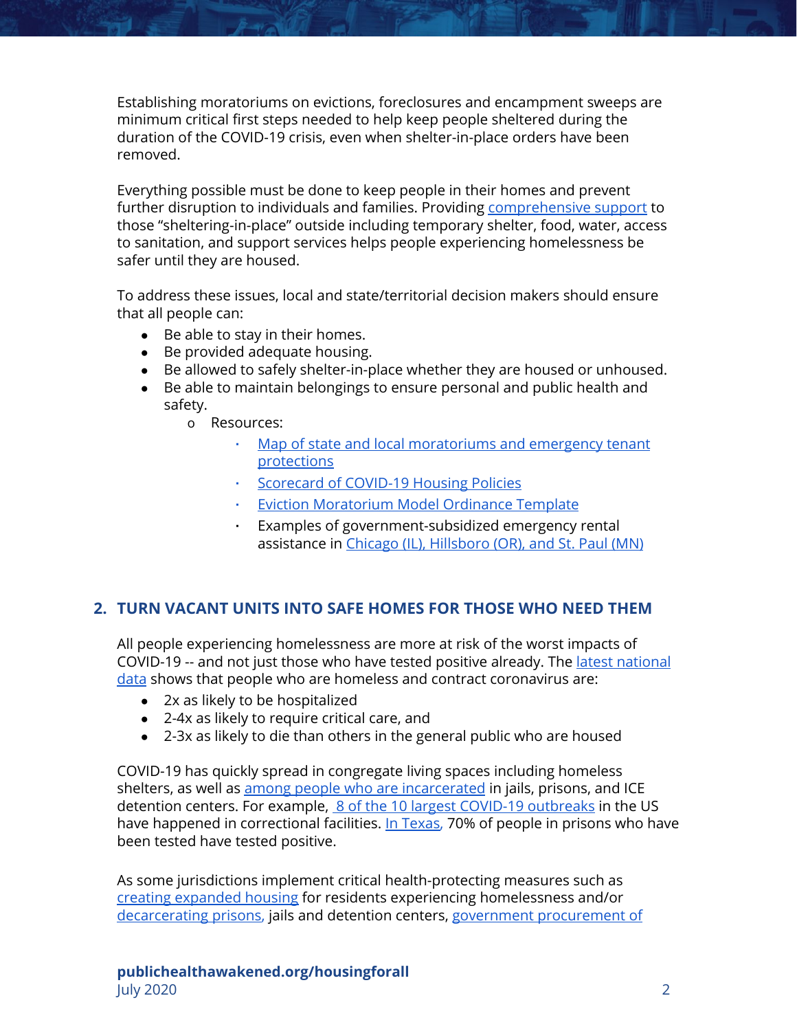Establishing moratoriums on evictions, foreclosures and encampment sweeps are minimum critical first steps needed to help keep people sheltered during the duration of the COVID-19 crisis, even when shelter-in-place orders have been removed.

Everything possible must be done to keep people in their homes and prevent further disruption to individuals and families. Providing comprehensive support to those "sheltering-in-place" outside including temporary shelter, food, water, access to sanitation, and support services helps people experiencing homelessness be safer until they are housed.

To address these issues, local and state/territorial decision makers should ensure that all people can:

- Be able to stay in their homes.
- Be provided adequate housing.
- Be allowed to safely shelter-in-place whether they are housed or unhoused.
- Be able to maintain belongings to ensure personal and public health and safety.
  - Resources:
    - Map of state and local moratoriums and emergency tenant protections
    - Scorecard of COVID-19 Housing Policies
    - Eviction Moratorium Model Ordinance Template
    - Examples of government-subsidized emergency rental assistance in Chicago (IL), Hillsboro (OR), and St. Paul (MN)

## 2. TURN VACANT UNITS INTO SAFE HOMES FOR THOSE WHO NEED THEM

All people experiencing homelessness are more at risk of the worst impacts of COVID-19 -- and not just those who have tested positive already. The latest national data shows that people who are homeless and contract coronavirus are:

- 2x as likely to be hospitalized
- 2-4x as likely to require critical care, and
- 2-3x as likely to die than others in the general public who are housed

COVID-19 has quickly spread in congregate living spaces including homeless shelters, as well as among people who are incarcerated in jails, prisons, and ICE detention centers. For example, 8 of the 10 largest COVID-19 outbreaks in the US have happened in correctional facilities. In Texas, 70% of people in prisons who have been tested have tested positive.

As some jurisdictions implement critical health-protecting measures such as creating expanded housing for residents experiencing homelessness and/or decarcerating prisons, jails and detention centers, government procurement of

**publichealthawakened.org/housingforall**
July 2020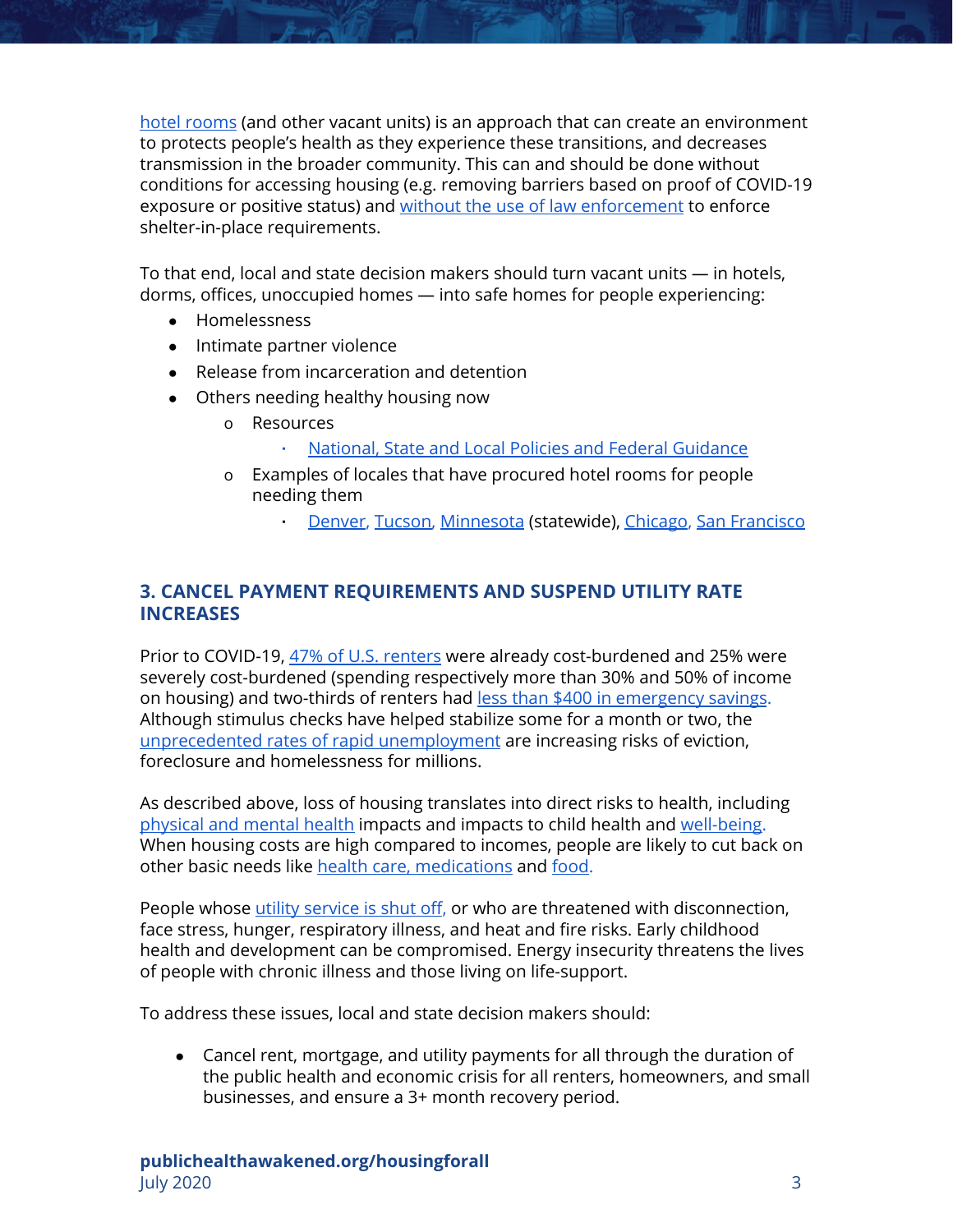hotel rooms (and other vacant units) is an approach that can create an environment to protects people's health as they experience these transitions, and decreases transmission in the broader community. This can and should be done without conditions for accessing housing (e.g. removing barriers based on proof of COVID-19 exposure or positive status) and without the use of law enforcement to enforce shelter-in-place requirements.

To that end, local and state decision makers should turn vacant units — in hotels, dorms, offices, unoccupied homes — into safe homes for people experiencing:

- Homelessness
- Intimate partner violence
- Release from incarceration and detention
- Others needing healthy housing now
  - Resources
    - National, State and Local Policies and Federal Guidance
  - Examples of locales that have procured hotel rooms for people needing them
    - Denver, Tucson, Minnesota (statewide), Chicago, San Francisco

### 3. CANCEL PAYMENT REQUIREMENTS AND SUSPEND UTILITY RATE INCREASES

Prior to COVID-19, 47% of U.S. renters were already cost-burdened and 25% were severely cost-burdened (spending respectively more than 30% and 50% of income on housing) and two-thirds of renters had less than $400 in emergency savings. Although stimulus checks have helped stabilize some for a month or two, the unprecedented rates of rapid unemployment are increasing risks of eviction, foreclosure and homelessness for millions.

As described above, loss of housing translates into direct risks to health, including physical and mental health impacts and impacts to child health and well-being. When housing costs are high compared to incomes, people are likely to cut back on other basic needs like health care, medications and food.

People whose utility service is shut off, or who are threatened with disconnection, face stress, hunger, respiratory illness, and heat and fire risks. Early childhood health and development can be compromised. Energy insecurity threatens the lives of people with chronic illness and those living on life-support.

To address these issues, local and state decision makers should:

- Cancel rent, mortgage, and utility payments for all through the duration of the public health and economic crisis for all renters, homeowners, and small businesses, and ensure a 3+ month recovery period.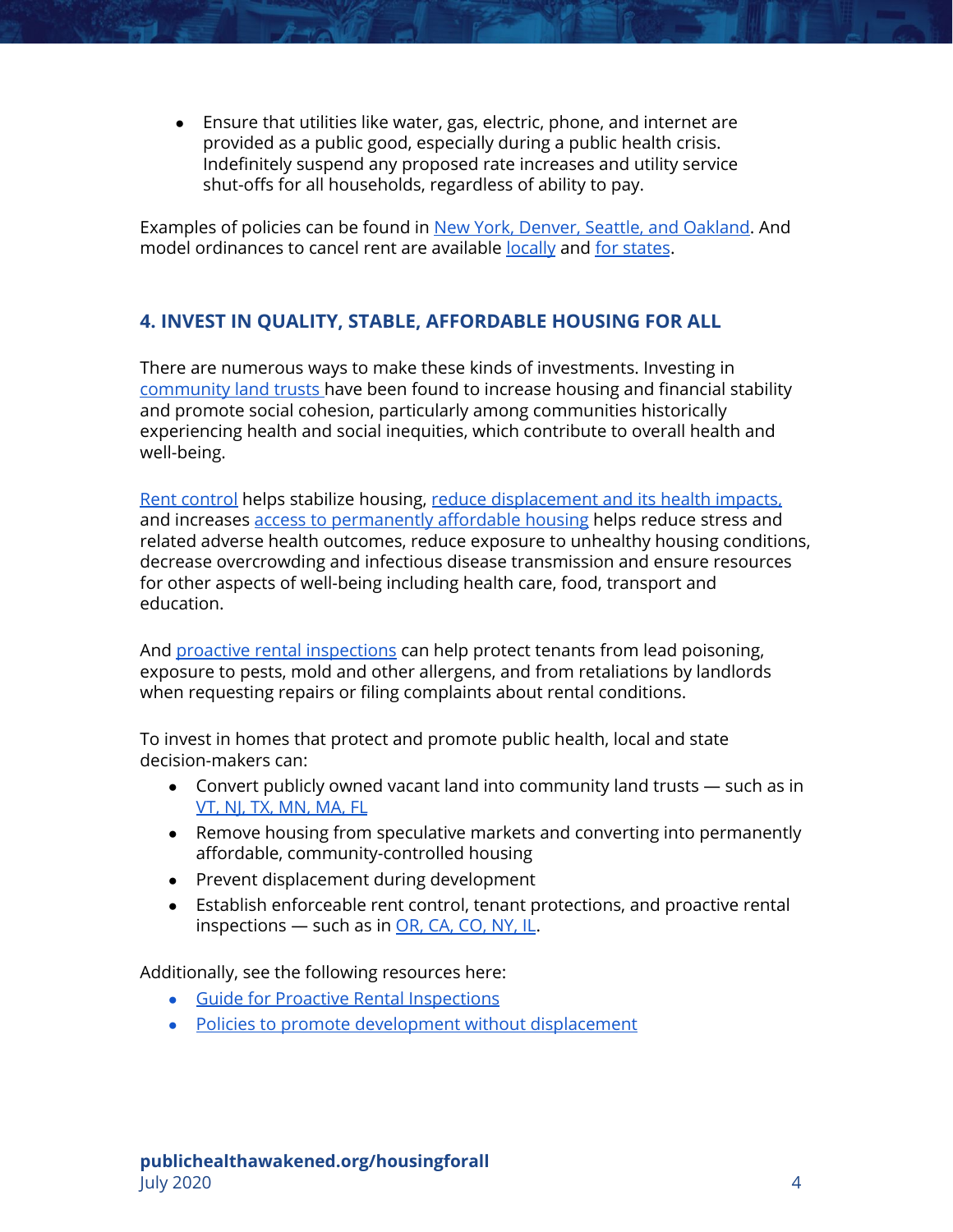- Ensure that utilities like water, gas, electric, phone, and internet are provided as a public good, especially during a public health crisis. Indefinitely suspend any proposed rate increases and utility service shut-offs for all households, regardless of ability to pay.

Examples of policies can be found in New York, Denver, Seattle, and Oakland. And model ordinances to cancel rent are available locally and for states.

### 4. INVEST IN QUALITY, STABLE, AFFORDABLE HOUSING FOR ALL

There are numerous ways to make these kinds of investments. Investing in community land trusts have been found to increase housing and financial stability and promote social cohesion, particularly among communities historically experiencing health and social inequities, which contribute to overall health and well-being.

Rent control helps stabilize housing, reduce displacement and its health impacts, and increases access to permanently affordable housing helps reduce stress and related adverse health outcomes, reduce exposure to unhealthy housing conditions, decrease overcrowding and infectious disease transmission and ensure resources for other aspects of well-being including health care, food, transport and education.

And proactive rental inspections can help protect tenants from lead poisoning, exposure to pests, mold and other allergens, and from retaliations by landlords when requesting repairs or filing complaints about rental conditions.

To invest in homes that protect and promote public health, local and state decision-makers can:

- Convert publicly owned vacant land into community land trusts — such as in VT, NJ, TX, MN, MA, FL
- Remove housing from speculative markets and converting into permanently affordable, community-controlled housing
- Prevent displacement during development
- Establish enforceable rent control, tenant protections, and proactive rental inspections — such as in OR, CA, CO, NY, IL.

Additionally, see the following resources here:

- Guide for Proactive Rental Inspections
- Policies to promote development without displacement

**publichealthawakened.org/housingforall**
July 2020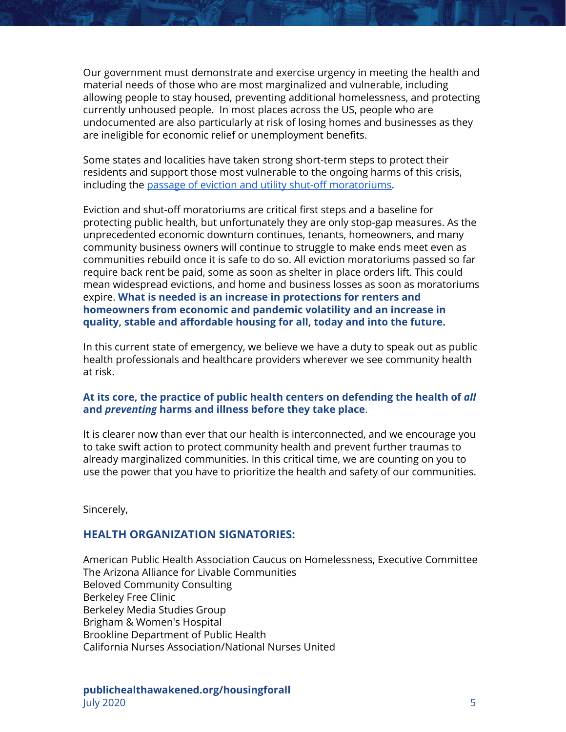Our government must demonstrate and exercise urgency in meeting the health and material needs of those who are most marginalized and vulnerable, including allowing people to stay housed, preventing additional homelessness, and protecting currently unhoused people. In most places across the US, people who are undocumented are also particularly at risk of losing homes and businesses as they are ineligible for economic relief or unemployment benefits.

Some states and localities have taken strong short-term steps to protect their residents and support those most vulnerable to the ongoing harms of this crisis, including the passage of eviction and utility shut-off moratoriums.

Eviction and shut-off moratoriums are critical first steps and a baseline for protecting public health, but unfortunately they are only stop-gap measures. As the unprecedented economic downturn continues, tenants, homeowners, and many community business owners will continue to struggle to make ends meet even as communities rebuild once it is safe to do so. All eviction moratoriums passed so far require back rent be paid, some as soon as shelter in place orders lift. This could mean widespread evictions, and home and business losses as soon as moratoriums expire. **What is needed is an increase in protections for renters and homeowners from economic and pandemic volatility and an increase in quality, stable and affordable housing for all, today and into the future.**

In this current state of emergency, we believe we have a duty to speak out as public health professionals and healthcare providers wherever we see community health at risk.

**At its core, the practice of public health centers on defending the health of *all* and *preventing* harms and illness before they take place**.

It is clearer now than ever that our health is interconnected, and we encourage you to take swift action to protect community health and prevent further traumas to already marginalized communities. In this critical time, we are counting on you to use the power that you have to prioritize the health and safety of our communities.

Sincerely,

## HEALTH ORGANIZATION SIGNATORIES:

American Public Health Association Caucus on Homelessness, Executive Committee
The Arizona Alliance for Livable Communities
Beloved Community Consulting
Berkeley Free Clinic
Berkeley Media Studies Group
Brigham & Women's Hospital
Brookline Department of Public Health
California Nurses Association/National Nurses United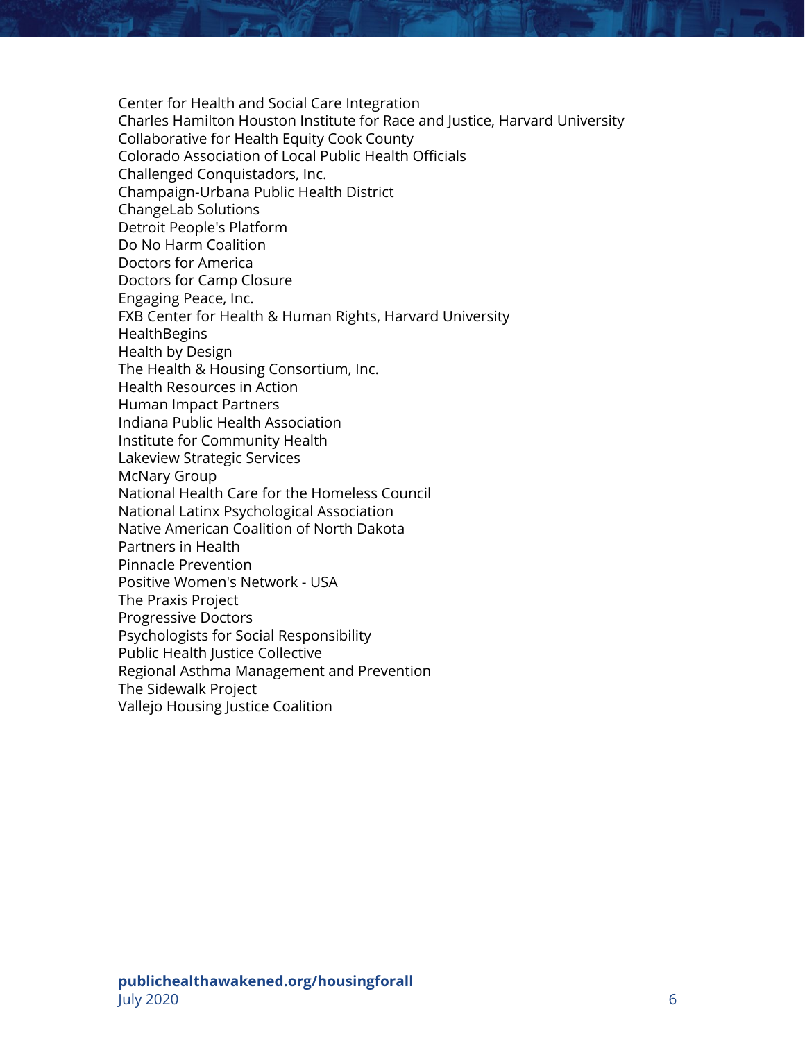Center for Health and Social Care Integration
Charles Hamilton Houston Institute for Race and Justice, Harvard University
Collaborative for Health Equity Cook County
Colorado Association of Local Public Health Officials
Challenged Conquistadors, Inc.
Champaign-Urbana Public Health District
ChangeLab Solutions
Detroit People's Platform
Do No Harm Coalition
Doctors for America
Doctors for Camp Closure
Engaging Peace, Inc.
FXB Center for Health & Human Rights, Harvard University
HealthBegins
Health by Design
The Health & Housing Consortium, Inc.
Health Resources in Action
Human Impact Partners
Indiana Public Health Association
Institute for Community Health
Lakeview Strategic Services
McNary Group
National Health Care for the Homeless Council
National Latinx Psychological Association
Native American Coalition of North Dakota
Partners in Health
Pinnacle Prevention
Positive Women's Network - USA
The Praxis Project
Progressive Doctors
Psychologists for Social Responsibility
Public Health Justice Collective
Regional Asthma Management and Prevention
The Sidewalk Project
Vallejo Housing Justice Coalition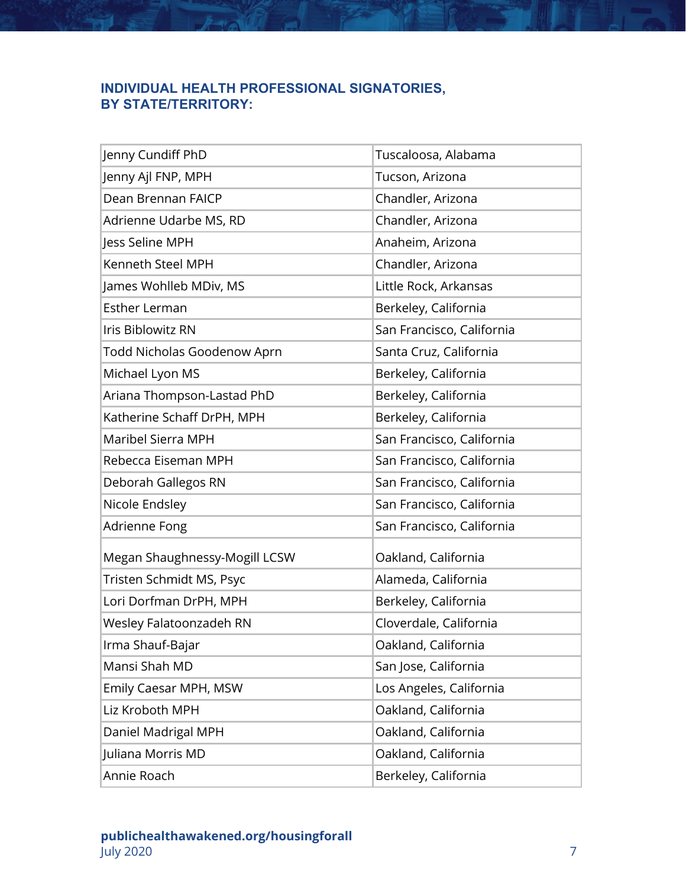### INDIVIDUAL HEALTH PROFESSIONAL SIGNATORIES, BY STATE/TERRITORY:

| Name | Location |
|---|---|
| Jenny Cundiff PhD | Tuscaloosa, Alabama |
| Jenny Ajl FNP, MPH | Tucson, Arizona |
| Dean Brennan FAICP | Chandler, Arizona |
| Adrienne Udarbe MS, RD | Chandler, Arizona |
| Jess Seline MPH | Anaheim, Arizona |
| Kenneth Steel MPH | Chandler, Arizona |
| James Wohlleb MDiv, MS | Little Rock, Arkansas |
| Esther Lerman | Berkeley, California |
| Iris Biblowitz RN | San Francisco, California |
| Todd Nicholas Goodenow Aprn | Santa Cruz, California |
| Michael Lyon MS | Berkeley, California |
| Ariana Thompson-Lastad PhD | Berkeley, California |
| Katherine Schaff DrPH, MPH | Berkeley, California |
| Maribel Sierra MPH | San Francisco, California |
| Rebecca Eiseman MPH | San Francisco, California |
| Deborah Gallegos RN | San Francisco, California |
| Nicole Endsley | San Francisco, California |
| Adrienne Fong | San Francisco, California |
| Megan Shaughnessy-Mogill LCSW | Oakland, California |
| Tristen Schmidt MS, Psyc | Alameda, California |
| Lori Dorfman DrPH, MPH | Berkeley, California |
| Wesley Falatoonzadeh RN | Cloverdale, California |
| Irma Shauf-Bajar | Oakland, California |
| Mansi Shah MD | San Jose, California |
| Emily Caesar MPH, MSW | Los Angeles, California |
| Liz Kroboth MPH | Oakland, California |
| Daniel Madrigal MPH | Oakland, California |
| Juliana Morris MD | Oakland, California |
| Annie Roach | Berkeley, California |

**publichealthawakened.org/housingforall**
July 2020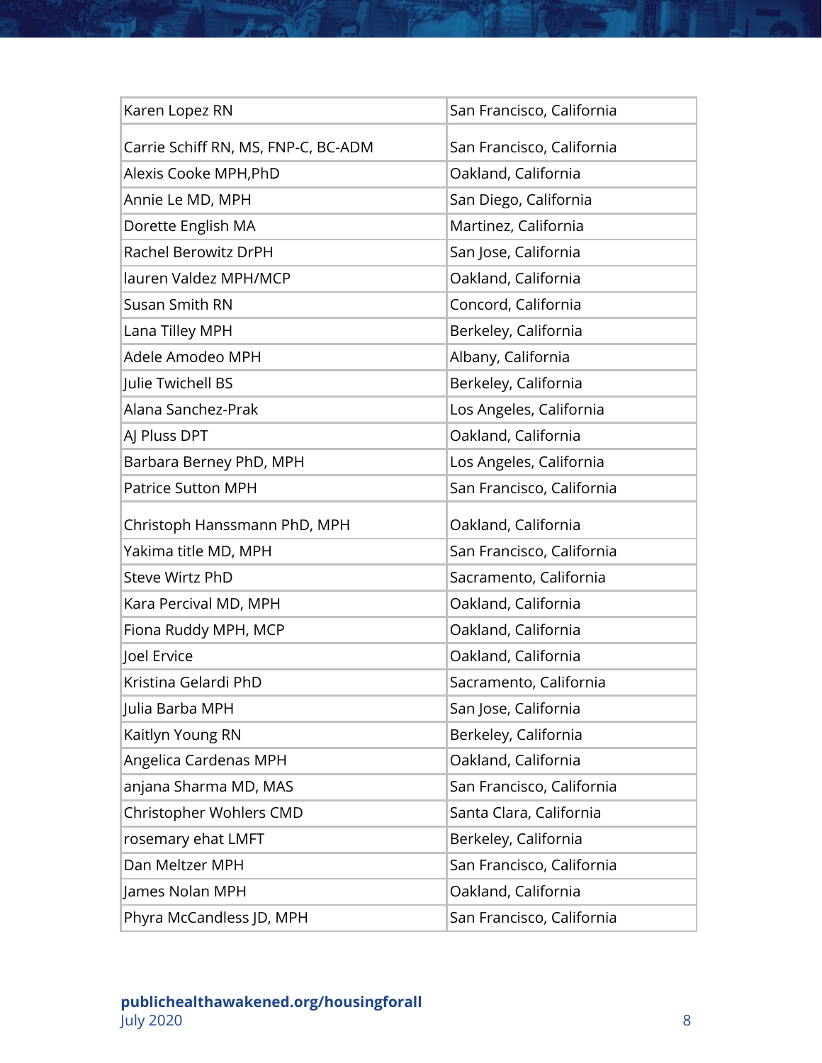| | |
|---|---|
| Karen Lopez RN | San Francisco, California |
| Carrie Schiff RN, MS, FNP-C, BC-ADM | San Francisco, California |
| Alexis Cooke MPH,PhD | Oakland, California |
| Annie Le MD, MPH | San Diego, California |
| Dorette English MA | Martinez, California |
| Rachel Berowitz DrPH | San Jose, California |
| lauren Valdez MPH/MCP | Oakland, California |
| Susan Smith RN | Concord, California |
| Lana Tilley MPH | Berkeley, California |
| Adele Amodeo MPH | Albany, California |
| Julie Twichell BS | Berkeley, California |
| Alana Sanchez-Prak | Los Angeles, California |
| AJ Pluss DPT | Oakland, California |
| Barbara Berney PhD, MPH | Los Angeles, California |
| Patrice Sutton MPH | San Francisco, California |
| Christoph Hanssmann PhD, MPH | Oakland, California |
| Yakima title MD, MPH | San Francisco, California |
| Steve Wirtz PhD | Sacramento, California |
| Kara Percival MD, MPH | Oakland, California |
| Fiona Ruddy MPH, MCP | Oakland, California |
| Joel Ervice | Oakland, California |
| Kristina Gelardi PhD | Sacramento, California |
| Julia Barba MPH | San Jose, California |
| Kaitlyn Young RN | Berkeley, California |
| Angelica Cardenas MPH | Oakland, California |
| anjana Sharma MD, MAS | San Francisco, California |
| Christopher Wohlers CMD | Santa Clara, California |
| rosemary ehat LMFT | Berkeley, California |
| Dan Meltzer MPH | San Francisco, California |
| James Nolan MPH | Oakland, California |
| Phyra McCandless JD, MPH | San Francisco, California |

**publichealthawakened.org/housingforall**
July 2020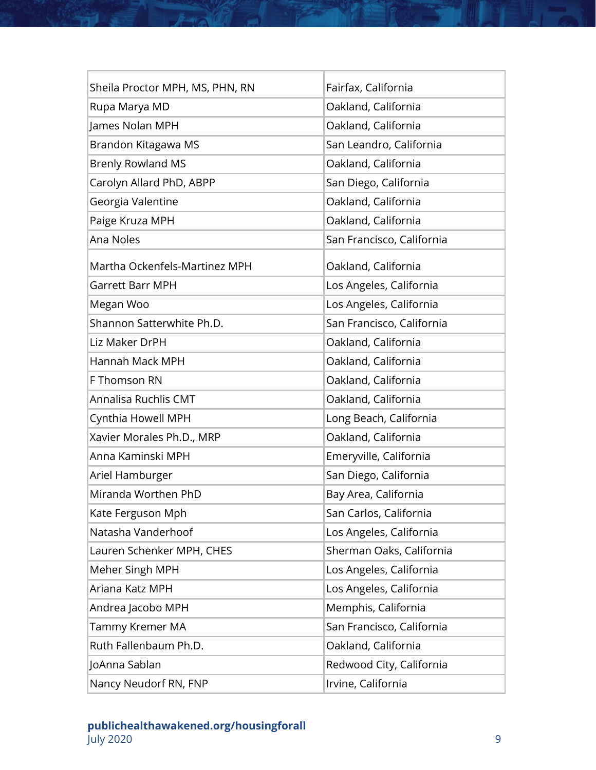| Sheila Proctor MPH, MS, PHN, RN | Fairfax, California |
|---|---|
| Rupa Marya MD | Oakland, California |
| James Nolan MPH | Oakland, California |
| Brandon Kitagawa MS | San Leandro, California |
| Brenly Rowland MS | Oakland, California |
| Carolyn Allard PhD, ABPP | San Diego, California |
| Georgia Valentine | Oakland, California |
| Paige Kruza MPH | Oakland, California |
| Ana Noles | San Francisco, California |
| Martha Ockenfels-Martinez MPH | Oakland, California |
| Garrett Barr MPH | Los Angeles, California |
| Megan Woo | Los Angeles, California |
| Shannon Satterwhite Ph.D. | San Francisco, California |
| Liz Maker DrPH | Oakland, California |
| Hannah Mack MPH | Oakland, California |
| F Thomson RN | Oakland, California |
| Annalisa Ruchlis CMT | Oakland, California |
| Cynthia Howell MPH | Long Beach, California |
| Xavier Morales Ph.D., MRP | Oakland, California |
| Anna Kaminski MPH | Emeryville, California |
| Ariel Hamburger | San Diego, California |
| Miranda Worthen PhD | Bay Area, California |
| Kate Ferguson Mph | San Carlos, California |
| Natasha Vanderhoof | Los Angeles, California |
| Lauren Schenker MPH, CHES | Sherman Oaks, California |
| Meher Singh MPH | Los Angeles, California |
| Ariana Katz MPH | Los Angeles, California |
| Andrea Jacobo MPH | Memphis, California |
| Tammy Kremer MA | San Francisco, California |
| Ruth Fallenbaum Ph.D. | Oakland, California |
| JoAnna Sablan | Redwood City, California |
| Nancy Neudorf RN, FNP | Irvine, California |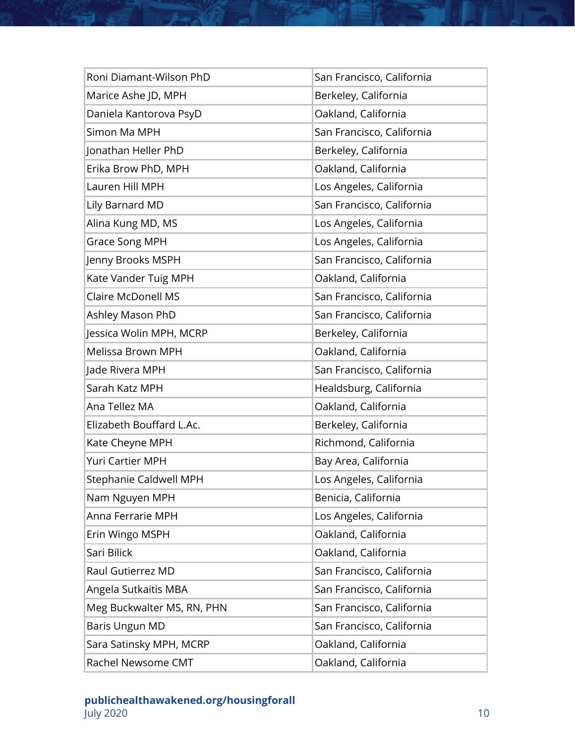| Roni Diamant-Wilson PhD | San Francisco, California |
|---|---|
| Marice Ashe JD, MPH | Berkeley, California |
| Daniela Kantorova PsyD | Oakland, California |
| Simon Ma MPH | San Francisco, California |
| Jonathan Heller PhD | Berkeley, California |
| Erika Brow PhD, MPH | Oakland, California |
| Lauren Hill MPH | Los Angeles, California |
| Lily Barnard MD | San Francisco, California |
| Alina Kung MD, MS | Los Angeles, California |
| Grace Song MPH | Los Angeles, California |
| Jenny Brooks MSPH | San Francisco, California |
| Kate Vander Tuig MPH | Oakland, California |
| Claire McDonell MS | San Francisco, California |
| Ashley Mason PhD | San Francisco, California |
| Jessica Wolin MPH, MCRP | Berkeley, California |
| Melissa Brown MPH | Oakland, California |
| Jade Rivera MPH | San Francisco, California |
| Sarah Katz MPH | Healdsburg, California |
| Ana Tellez MA | Oakland, California |
| Elizabeth Bouffard L.Ac. | Berkeley, California |
| Kate Cheyne MPH | Richmond, California |
| Yuri Cartier MPH | Bay Area, California |
| Stephanie Caldwell MPH | Los Angeles, California |
| Nam Nguyen MPH | Benicia, California |
| Anna Ferrarie MPH | Los Angeles, California |
| Erin Wingo MSPH | Oakland, California |
| Sari Bilick | Oakland, California |
| Raul Gutierrez MD | San Francisco, California |
| Angela Sutkaitis MBA | San Francisco, California |
| Meg Buckwalter MS, RN, PHN | San Francisco, California |
| Baris Ungun MD | San Francisco, California |
| Sara Satinsky MPH, MCRP | Oakland, California |
| Rachel Newsome CMT | Oakland, California |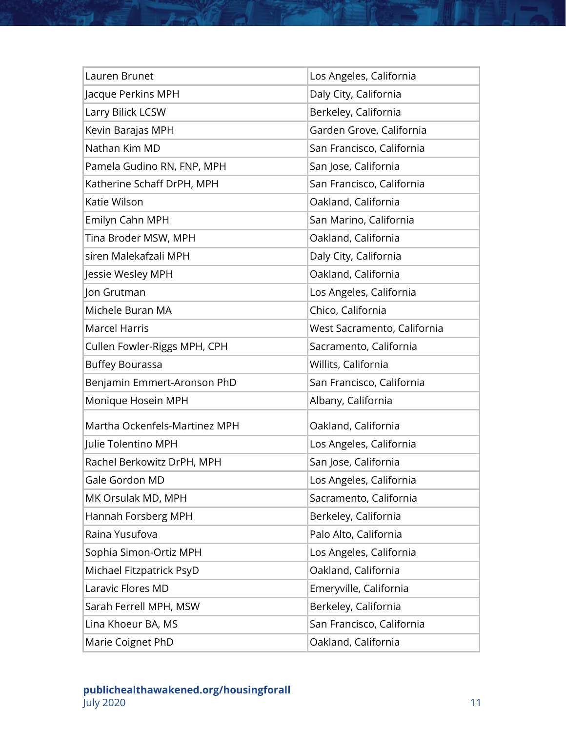| | |
|---|---|
| Lauren Brunet | Los Angeles, California |
| Jacque Perkins MPH | Daly City, California |
| Larry Bilick LCSW | Berkeley, California |
| Kevin Barajas MPH | Garden Grove, California |
| Nathan Kim MD | San Francisco, California |
| Pamela Gudino RN, FNP, MPH | San Jose, California |
| Katherine Schaff DrPH, MPH | San Francisco, California |
| Katie Wilson | Oakland, California |
| Emilyn Cahn MPH | San Marino, California |
| Tina Broder MSW, MPH | Oakland, California |
| siren Malekafzali MPH | Daly City, California |
| Jessie Wesley MPH | Oakland, California |
| Jon Grutman | Los Angeles, California |
| Michele Buran MA | Chico, California |
| Marcel Harris | West Sacramento, California |
| Cullen Fowler-Riggs MPH, CPH | Sacramento, California |
| Buffey Bourassa | Willits, California |
| Benjamin Emmert-Aronson PhD | San Francisco, California |
| Monique Hosein MPH | Albany, California |
| Martha Ockenfels-Martinez MPH | Oakland, California |
| Julie Tolentino MPH | Los Angeles, California |
| Rachel Berkowitz DrPH, MPH | San Jose, California |
| Gale Gordon MD | Los Angeles, California |
| MK Orsulak MD, MPH | Sacramento, California |
| Hannah Forsberg MPH | Berkeley, California |
| Raina Yusufova | Palo Alto, California |
| Sophia Simon-Ortiz MPH | Los Angeles, California |
| Michael Fitzpatrick PsyD | Oakland, California |
| Laravic Flores MD | Emeryville, California |
| Sarah Ferrell MPH, MSW | Berkeley, California |
| Lina Khoeur BA, MS | San Francisco, California |
| Marie Coignet PhD | Oakland, California |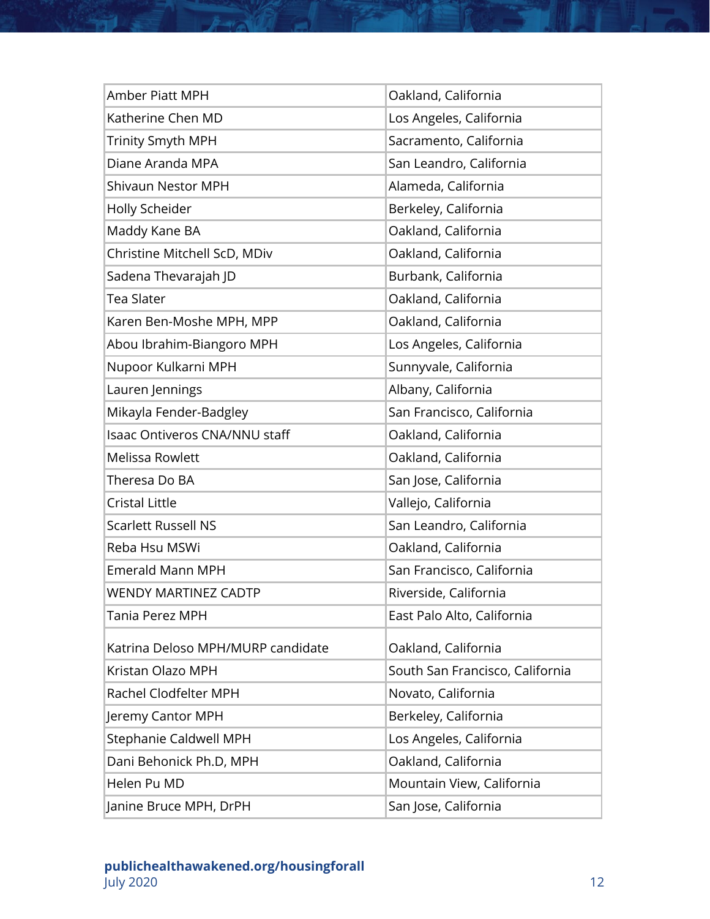| | |
|---|---|
| Amber Piatt MPH | Oakland, California |
| Katherine Chen MD | Los Angeles, California |
| Trinity Smyth MPH | Sacramento, California |
| Diane Aranda MPA | San Leandro, California |
| Shivaun Nestor MPH | Alameda, California |
| Holly Scheider | Berkeley, California |
| Maddy Kane BA | Oakland, California |
| Christine Mitchell ScD, MDiv | Oakland, California |
| Sadena Thevarajah JD | Burbank, California |
| Tea Slater | Oakland, California |
| Karen Ben-Moshe MPH, MPP | Oakland, California |
| Abou Ibrahim-Biangoro MPH | Los Angeles, California |
| Nupoor Kulkarni MPH | Sunnyvale, California |
| Lauren Jennings | Albany, California |
| Mikayla Fender-Badgley | San Francisco, California |
| Isaac Ontiveros CNA/NNU staff | Oakland, California |
| Melissa Rowlett | Oakland, California |
| Theresa Do BA | San Jose, California |
| Cristal Little | Vallejo, California |
| Scarlett Russell NS | San Leandro, California |
| Reba Hsu MSWi | Oakland, California |
| Emerald Mann MPH | San Francisco, California |
| WENDY MARTINEZ CADTP | Riverside, California |
| Tania Perez MPH | East Palo Alto, California |
| Katrina Deloso MPH/MURP candidate | Oakland, California |
| Kristan Olazo MPH | South San Francisco, California |
| Rachel Clodfelter MPH | Novato, California |
| Jeremy Cantor MPH | Berkeley, California |
| Stephanie Caldwell MPH | Los Angeles, California |
| Dani Behonick Ph.D, MPH | Oakland, California |
| Helen Pu MD | Mountain View, California |
| Janine Bruce MPH, DrPH | San Jose, California |

**publichealthawakened.org/housingforall**
July 2020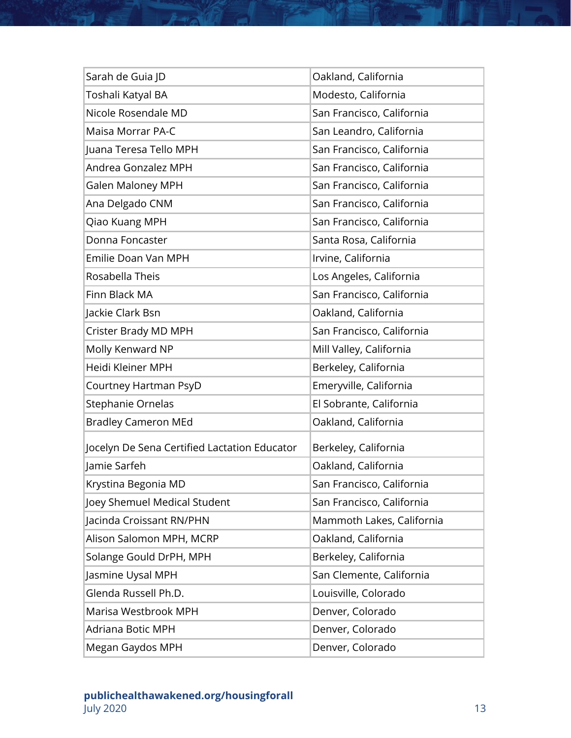| Sarah de Guia JD | Oakland, California |
|---|---|
| Toshali Katyal BA | Modesto, California |
| Nicole Rosendale MD | San Francisco, California |
| Maisa Morrar PA-C | San Leandro, California |
| Juana Teresa Tello MPH | San Francisco, California |
| Andrea Gonzalez MPH | San Francisco, California |
| Galen Maloney MPH | San Francisco, California |
| Ana Delgado CNM | San Francisco, California |
| Qiao Kuang MPH | San Francisco, California |
| Donna Foncaster | Santa Rosa, California |
| Emilie Doan Van MPH | Irvine, California |
| Rosabella Theis | Los Angeles, California |
| Finn Black MA | San Francisco, California |
| Jackie Clark Bsn | Oakland, California |
| Crister Brady MD MPH | San Francisco, California |
| Molly Kenward NP | Mill Valley, California |
| Heidi Kleiner MPH | Berkeley, California |
| Courtney Hartman PsyD | Emeryville, California |
| Stephanie Ornelas | El Sobrante, California |
| Bradley Cameron MEd | Oakland, California |
| Jocelyn De Sena Certified Lactation Educator | Berkeley, California |
| Jamie Sarfeh | Oakland, California |
| Krystina Begonia MD | San Francisco, California |
| Joey Shemuel Medical Student | San Francisco, California |
| Jacinda Croissant RN/PHN | Mammoth Lakes, California |
| Alison Salomon MPH, MCRP | Oakland, California |
| Solange Gould DrPH, MPH | Berkeley, California |
| Jasmine Uysal MPH | San Clemente, California |
| Glenda Russell Ph.D. | Louisville, Colorado |
| Marisa Westbrook MPH | Denver, Colorado |
| Adriana Botic MPH | Denver, Colorado |
| Megan Gaydos MPH | Denver, Colorado |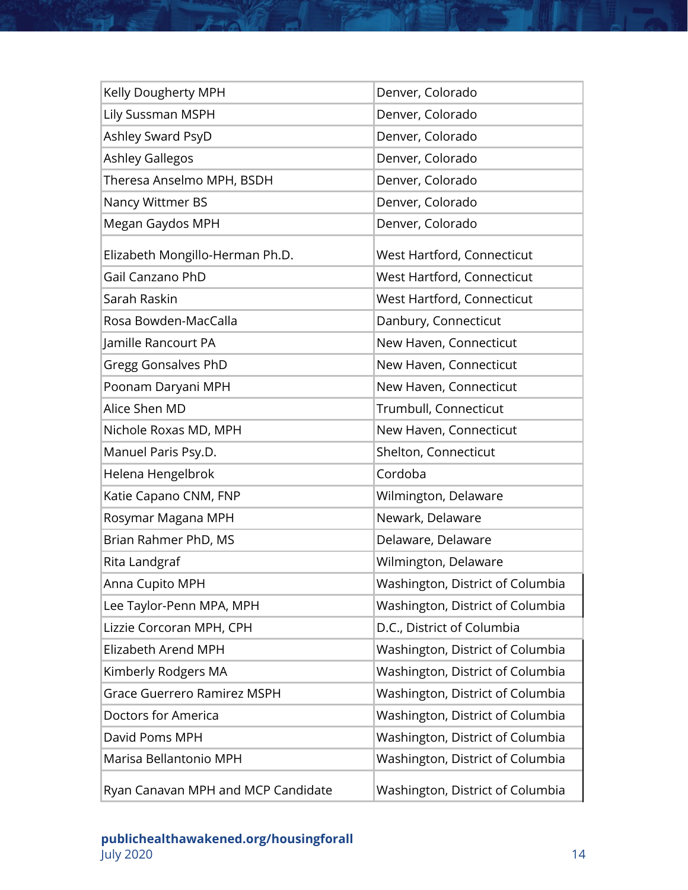| | |
|---|---|
| Kelly Dougherty MPH | Denver, Colorado |
| Lily Sussman MSPH | Denver, Colorado |
| Ashley Sward PsyD | Denver, Colorado |
| Ashley Gallegos | Denver, Colorado |
| Theresa Anselmo MPH, BSDH | Denver, Colorado |
| Nancy Wittmer BS | Denver, Colorado |
| Megan Gaydos MPH | Denver, Colorado |
| Elizabeth Mongillo-Herman Ph.D. | West Hartford, Connecticut |
| Gail Canzano PhD | West Hartford, Connecticut |
| Sarah Raskin | West Hartford, Connecticut |
| Rosa Bowden-MacCalla | Danbury, Connecticut |
| Jamille Rancourt PA | New Haven, Connecticut |
| Gregg Gonsalves PhD | New Haven, Connecticut |
| Poonam Daryani MPH | New Haven, Connecticut |
| Alice Shen MD | Trumbull, Connecticut |
| Nichole Roxas MD, MPH | New Haven, Connecticut |
| Manuel Paris Psy.D. | Shelton, Connecticut |
| Helena Hengelbrok | Cordoba |
| Katie Capano CNM, FNP | Wilmington, Delaware |
| Rosymar Magana MPH | Newark, Delaware |
| Brian Rahmer PhD, MS | Delaware, Delaware |
| Rita Landgraf | Wilmington, Delaware |
| Anna Cupito MPH | Washington, District of Columbia |
| Lee Taylor-Penn MPA, MPH | Washington, District of Columbia |
| Lizzie Corcoran MPH, CPH | D.C., District of Columbia |
| Elizabeth Arend MPH | Washington, District of Columbia |
| Kimberly Rodgers MA | Washington, District of Columbia |
| Grace Guerrero Ramirez MSPH | Washington, District of Columbia |
| Doctors for America | Washington, District of Columbia |
| David Poms MPH | Washington, District of Columbia |
| Marisa Bellantonio MPH | Washington, District of Columbia |
| Ryan Canavan MPH and MCP Candidate | Washington, District of Columbia |

**publichealthawakened.org/housingforall**
July 2020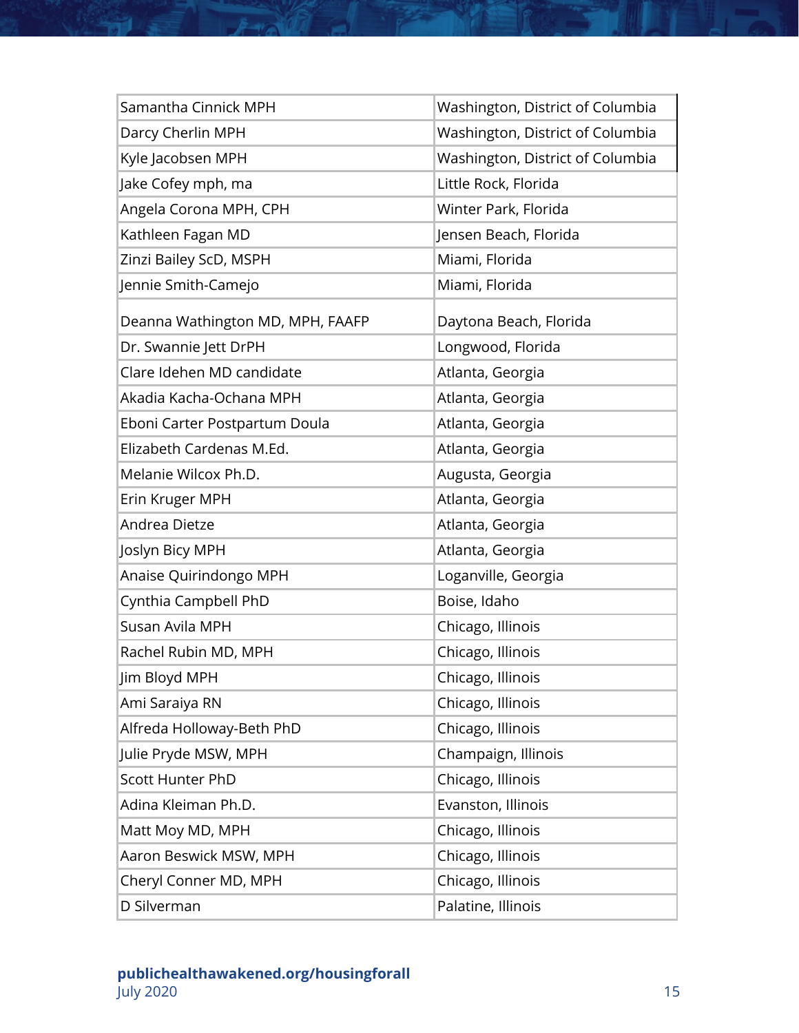| | |
|---|---|
| Samantha Cinnick MPH | Washington, District of Columbia |
| Darcy Cherlin MPH | Washington, District of Columbia |
| Kyle Jacobsen MPH | Washington, District of Columbia |
| Jake Cofey mph, ma | Little Rock, Florida |
| Angela Corona MPH, CPH | Winter Park, Florida |
| Kathleen Fagan MD | Jensen Beach, Florida |
| Zinzi Bailey ScD, MSPH | Miami, Florida |
| Jennie Smith-Camejo | Miami, Florida |
| Deanna Wathington MD, MPH, FAAFP | Daytona Beach, Florida |
| Dr. Swannie Jett DrPH | Longwood, Florida |
| Clare Idehen MD candidate | Atlanta, Georgia |
| Akadia Kacha-Ochana MPH | Atlanta, Georgia |
| Eboni Carter Postpartum Doula | Atlanta, Georgia |
| Elizabeth Cardenas M.Ed. | Atlanta, Georgia |
| Melanie Wilcox Ph.D. | Augusta, Georgia |
| Erin Kruger MPH | Atlanta, Georgia |
| Andrea Dietze | Atlanta, Georgia |
| Joslyn Bicy MPH | Atlanta, Georgia |
| Anaise Quirindongo MPH | Loganville, Georgia |
| Cynthia Campbell PhD | Boise, Idaho |
| Susan Avila MPH | Chicago, Illinois |
| Rachel Rubin MD, MPH | Chicago, Illinois |
| Jim Bloyd MPH | Chicago, Illinois |
| Ami Saraiya RN | Chicago, Illinois |
| Alfreda Holloway-Beth PhD | Chicago, Illinois |
| Julie Pryde MSW, MPH | Champaign, Illinois |
| Scott Hunter PhD | Chicago, Illinois |
| Adina Kleiman Ph.D. | Evanston, Illinois |
| Matt Moy MD, MPH | Chicago, Illinois |
| Aaron Beswick MSW, MPH | Chicago, Illinois |
| Cheryl Conner MD, MPH | Chicago, Illinois |
| D Silverman | Palatine, Illinois |

**publichealthawakened.org/housingforall**
July 2020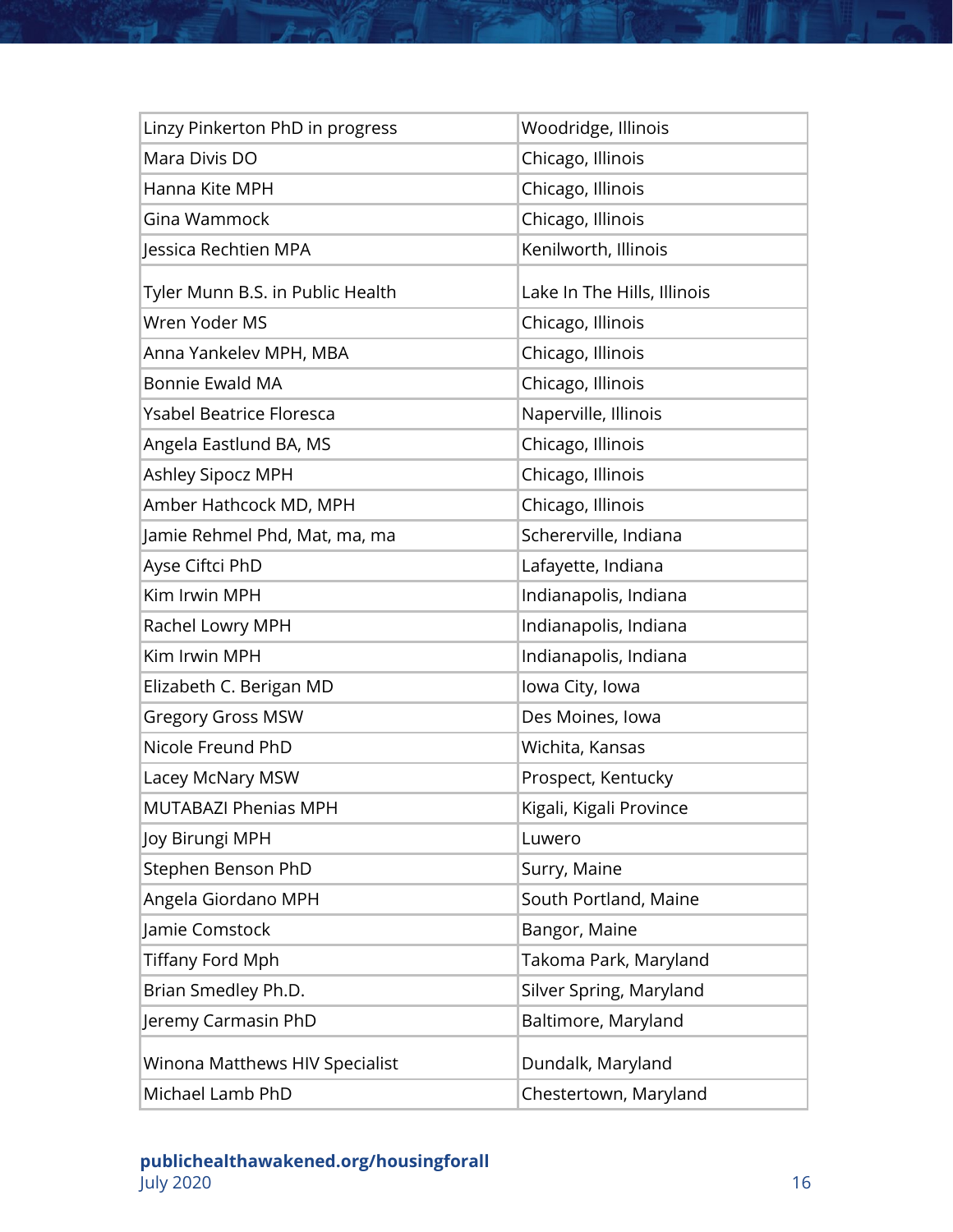| | |
|---|---|
| Linzy Pinkerton PhD in progress | Woodridge, Illinois |
| Mara Divis DO | Chicago, Illinois |
| Hanna Kite MPH | Chicago, Illinois |
| Gina Wammock | Chicago, Illinois |
| Jessica Rechtien MPA | Kenilworth, Illinois |
| Tyler Munn B.S. in Public Health | Lake In The Hills, Illinois |
| Wren Yoder MS | Chicago, Illinois |
| Anna Yankelev MPH, MBA | Chicago, Illinois |
| Bonnie Ewald MA | Chicago, Illinois |
| Ysabel Beatrice Floresca | Naperville, Illinois |
| Angela Eastlund BA, MS | Chicago, Illinois |
| Ashley Sipocz MPH | Chicago, Illinois |
| Amber Hathcock MD, MPH | Chicago, Illinois |
| Jamie Rehmel Phd, Mat, ma, ma | Schererville, Indiana |
| Ayse Ciftci PhD | Lafayette, Indiana |
| Kim Irwin MPH | Indianapolis, Indiana |
| Rachel Lowry MPH | Indianapolis, Indiana |
| Kim Irwin MPH | Indianapolis, Indiana |
| Elizabeth C. Berigan MD | Iowa City, Iowa |
| Gregory Gross MSW | Des Moines, Iowa |
| Nicole Freund PhD | Wichita, Kansas |
| Lacey McNary MSW | Prospect, Kentucky |
| MUTABAZI Phenias MPH | Kigali, Kigali Province |
| Joy Birungi MPH | Luwero |
| Stephen Benson PhD | Surry, Maine |
| Angela Giordano MPH | South Portland, Maine |
| Jamie Comstock | Bangor, Maine |
| Tiffany Ford Mph | Takoma Park, Maryland |
| Brian Smedley Ph.D. | Silver Spring, Maryland |
| Jeremy Carmasin PhD | Baltimore, Maryland |
| Winona Matthews HIV Specialist | Dundalk, Maryland |
| Michael Lamb PhD | Chestertown, Maryland |

**publichealthawakened.org/housingforall**
July 2020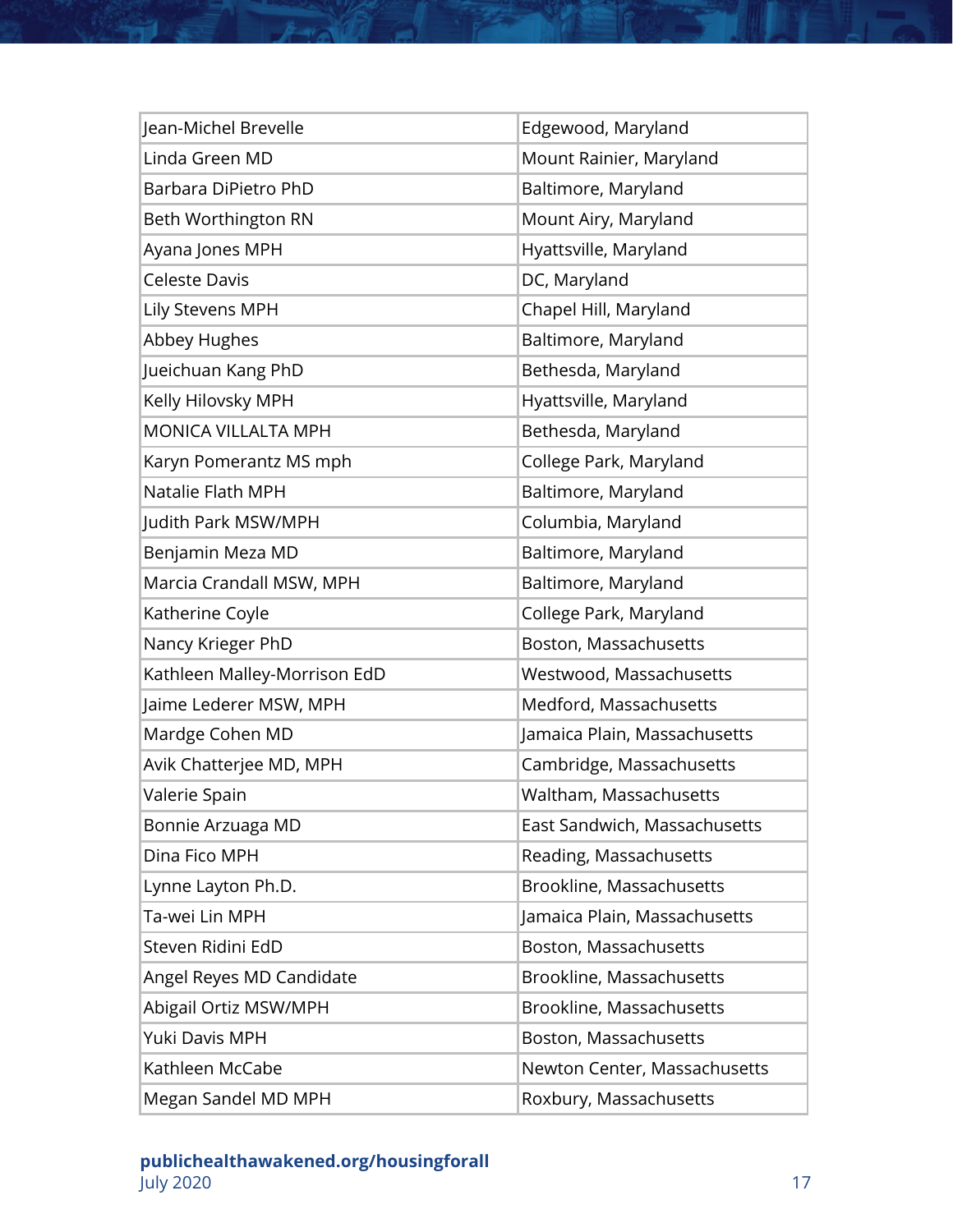| | |
|---|---|
| Jean-Michel Brevelle | Edgewood, Maryland |
| Linda Green MD | Mount Rainier, Maryland |
| Barbara DiPietro PhD | Baltimore, Maryland |
| Beth Worthington RN | Mount Airy, Maryland |
| Ayana Jones MPH | Hyattsville, Maryland |
| Celeste Davis | DC, Maryland |
| Lily Stevens MPH | Chapel Hill, Maryland |
| Abbey Hughes | Baltimore, Maryland |
| Jueichuan Kang PhD | Bethesda, Maryland |
| Kelly Hilovsky MPH | Hyattsville, Maryland |
| MONICA VILLALTA MPH | Bethesda, Maryland |
| Karyn Pomerantz MS mph | College Park, Maryland |
| Natalie Flath MPH | Baltimore, Maryland |
| Judith Park MSW/MPH | Columbia, Maryland |
| Benjamin Meza MD | Baltimore, Maryland |
| Marcia Crandall MSW, MPH | Baltimore, Maryland |
| Katherine Coyle | College Park, Maryland |
| Nancy Krieger PhD | Boston, Massachusetts |
| Kathleen Malley-Morrison EdD | Westwood, Massachusetts |
| Jaime Lederer MSW, MPH | Medford, Massachusetts |
| Mardge Cohen MD | Jamaica Plain, Massachusetts |
| Avik Chatterjee MD, MPH | Cambridge, Massachusetts |
| Valerie Spain | Waltham, Massachusetts |
| Bonnie Arzuaga MD | East Sandwich, Massachusetts |
| Dina Fico MPH | Reading, Massachusetts |
| Lynne Layton Ph.D. | Brookline, Massachusetts |
| Ta-wei Lin MPH | Jamaica Plain, Massachusetts |
| Steven Ridini EdD | Boston, Massachusetts |
| Angel Reyes MD Candidate | Brookline, Massachusetts |
| Abigail Ortiz MSW/MPH | Brookline, Massachusetts |
| Yuki Davis MPH | Boston, Massachusetts |
| Kathleen McCabe | Newton Center, Massachusetts |
| Megan Sandel MD MPH | Roxbury, Massachusetts |

**publichealthawakened.org/housingforall**
July 2020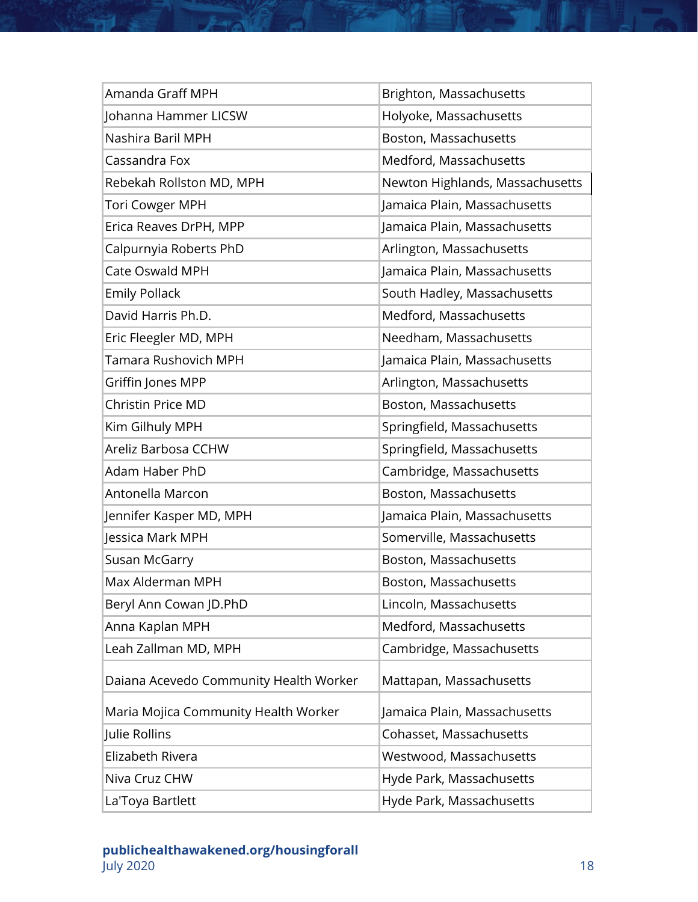| Amanda Graff MPH | Brighton, Massachusetts |
|---|---|
| Johanna Hammer LICSW | Holyoke, Massachusetts |
| Nashira Baril MPH | Boston, Massachusetts |
| Cassandra Fox | Medford, Massachusetts |
| Rebekah Rollston MD, MPH | Newton Highlands, Massachusetts |
| Tori Cowger MPH | Jamaica Plain, Massachusetts |
| Erica Reaves DrPH, MPP | Jamaica Plain, Massachusetts |
| Calpurnyia Roberts PhD | Arlington, Massachusetts |
| Cate Oswald MPH | Jamaica Plain, Massachusetts |
| Emily Pollack | South Hadley, Massachusetts |
| David Harris Ph.D. | Medford, Massachusetts |
| Eric Fleegler MD, MPH | Needham, Massachusetts |
| Tamara Rushovich MPH | Jamaica Plain, Massachusetts |
| Griffin Jones MPP | Arlington, Massachusetts |
| Christin Price MD | Boston, Massachusetts |
| Kim Gilhuly MPH | Springfield, Massachusetts |
| Areliz Barbosa CCHW | Springfield, Massachusetts |
| Adam Haber PhD | Cambridge, Massachusetts |
| Antonella Marcon | Boston, Massachusetts |
| Jennifer Kasper MD, MPH | Jamaica Plain, Massachusetts |
| Jessica Mark MPH | Somerville, Massachusetts |
| Susan McGarry | Boston, Massachusetts |
| Max Alderman MPH | Boston, Massachusetts |
| Beryl Ann Cowan JD.PhD | Lincoln, Massachusetts |
| Anna Kaplan MPH | Medford, Massachusetts |
| Leah Zallman MD, MPH | Cambridge, Massachusetts |
| Daiana Acevedo Community Health Worker | Mattapan, Massachusetts |
| Maria Mojica Community Health Worker | Jamaica Plain, Massachusetts |
| Julie Rollins | Cohasset, Massachusetts |
| Elizabeth Rivera | Westwood, Massachusetts |
| Niva Cruz CHW | Hyde Park, Massachusetts |
| La'Toya Bartlett | Hyde Park, Massachusetts |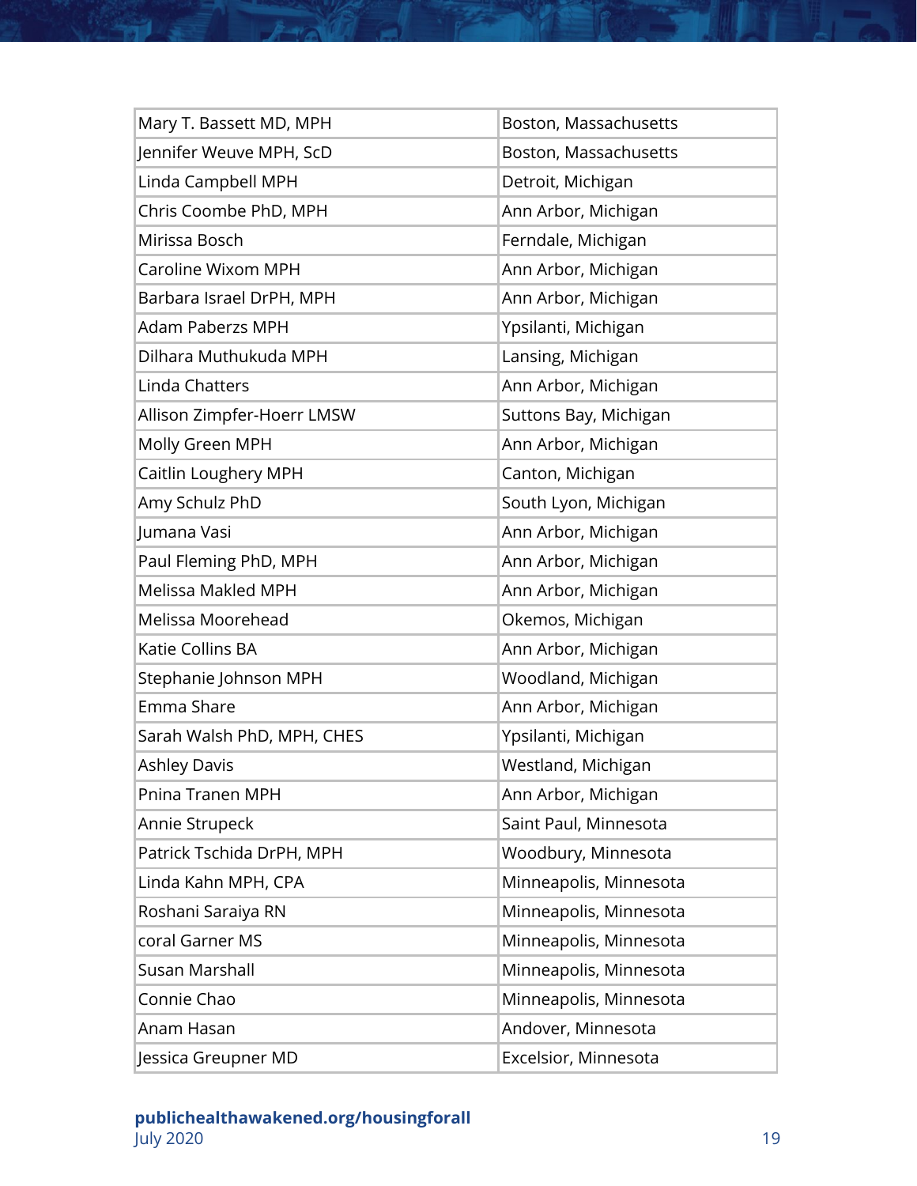| | |
|---|---|
| Mary T. Bassett MD, MPH | Boston, Massachusetts |
| Jennifer Weuve MPH, ScD | Boston, Massachusetts |
| Linda Campbell MPH | Detroit, Michigan |
| Chris Coombe PhD, MPH | Ann Arbor, Michigan |
| Mirissa Bosch | Ferndale, Michigan |
| Caroline Wixom MPH | Ann Arbor, Michigan |
| Barbara Israel DrPH, MPH | Ann Arbor, Michigan |
| Adam Paberzs MPH | Ypsilanti, Michigan |
| Dilhara Muthukuda MPH | Lansing, Michigan |
| Linda Chatters | Ann Arbor, Michigan |
| Allison Zimpfer-Hoerr LMSW | Suttons Bay, Michigan |
| Molly Green MPH | Ann Arbor, Michigan |
| Caitlin Loughery MPH | Canton, Michigan |
| Amy Schulz PhD | South Lyon, Michigan |
| Jumana Vasi | Ann Arbor, Michigan |
| Paul Fleming PhD, MPH | Ann Arbor, Michigan |
| Melissa Makled MPH | Ann Arbor, Michigan |
| Melissa Moorehead | Okemos, Michigan |
| Katie Collins BA | Ann Arbor, Michigan |
| Stephanie Johnson MPH | Woodland, Michigan |
| Emma Share | Ann Arbor, Michigan |
| Sarah Walsh PhD, MPH, CHES | Ypsilanti, Michigan |
| Ashley Davis | Westland, Michigan |
| Pnina Tranen MPH | Ann Arbor, Michigan |
| Annie Strupeck | Saint Paul, Minnesota |
| Patrick Tschida DrPH, MPH | Woodbury, Minnesota |
| Linda Kahn MPH, CPA | Minneapolis, Minnesota |
| Roshani Saraiya RN | Minneapolis, Minnesota |
| coral Garner MS | Minneapolis, Minnesota |
| Susan Marshall | Minneapolis, Minnesota |
| Connie Chao | Minneapolis, Minnesota |
| Anam Hasan | Andover, Minnesota |
| Jessica Greupner MD | Excelsior, Minnesota |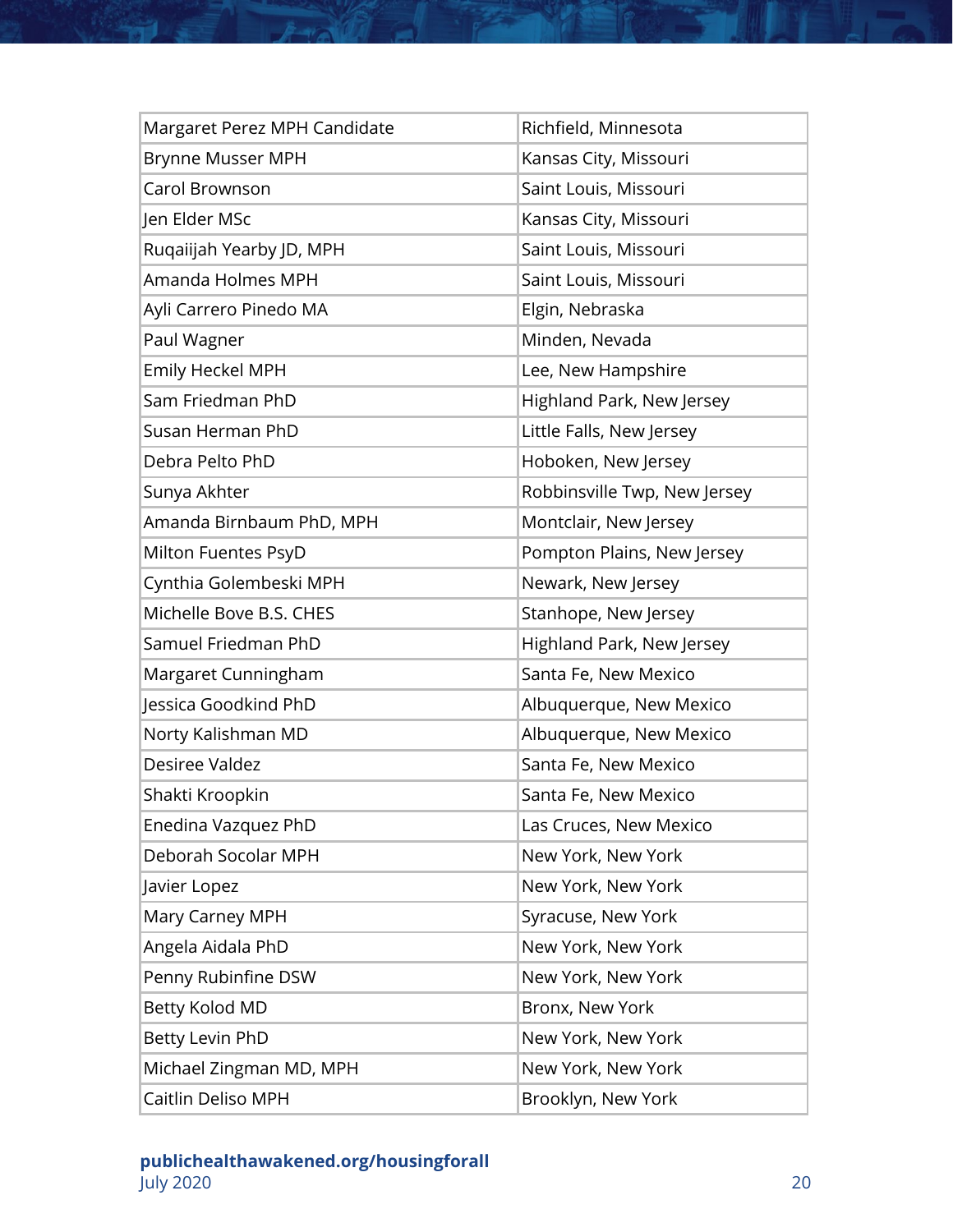| Margaret Perez MPH Candidate | Richfield, Minnesota |
|---|---|
| Brynne Musser MPH | Kansas City, Missouri |
| Carol Brownson | Saint Louis, Missouri |
| Jen Elder MSc | Kansas City, Missouri |
| Ruqaiijah Yearby JD, MPH | Saint Louis, Missouri |
| Amanda Holmes MPH | Saint Louis, Missouri |
| Ayli Carrero Pinedo MA | Elgin, Nebraska |
| Paul Wagner | Minden, Nevada |
| Emily Heckel MPH | Lee, New Hampshire |
| Sam Friedman PhD | Highland Park, New Jersey |
| Susan Herman PhD | Little Falls, New Jersey |
| Debra Pelto PhD | Hoboken, New Jersey |
| Sunya Akhter | Robbinsville Twp, New Jersey |
| Amanda Birnbaum PhD, MPH | Montclair, New Jersey |
| Milton Fuentes PsyD | Pompton Plains, New Jersey |
| Cynthia Golembeski MPH | Newark, New Jersey |
| Michelle Bove B.S. CHES | Stanhope, New Jersey |
| Samuel Friedman PhD | Highland Park, New Jersey |
| Margaret Cunningham | Santa Fe, New Mexico |
| Jessica Goodkind PhD | Albuquerque, New Mexico |
| Norty Kalishman MD | Albuquerque, New Mexico |
| Desiree Valdez | Santa Fe, New Mexico |
| Shakti Kroopkin | Santa Fe, New Mexico |
| Enedina Vazquez PhD | Las Cruces, New Mexico |
| Deborah Socolar MPH | New York, New York |
| Javier Lopez | New York, New York |
| Mary Carney MPH | Syracuse, New York |
| Angela Aidala PhD | New York, New York |
| Penny Rubinfine DSW | New York, New York |
| Betty Kolod MD | Bronx, New York |
| Betty Levin PhD | New York, New York |
| Michael Zingman MD, MPH | New York, New York |
| Caitlin Deliso MPH | Brooklyn, New York |

**publichealthawakened.org/housingforall**
July 2020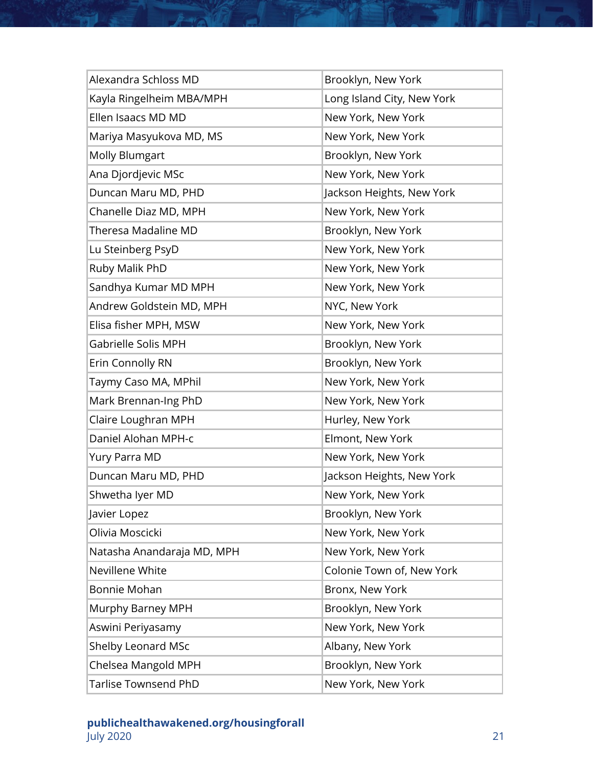| | |
|---|---|
| Alexandra Schloss MD | Brooklyn, New York |
| Kayla Ringelheim MBA/MPH | Long Island City, New York |
| Ellen Isaacs MD MD | New York, New York |
| Mariya Masyukova MD, MS | New York, New York |
| Molly Blumgart | Brooklyn, New York |
| Ana Djordjevic MSc | New York, New York |
| Duncan Maru MD, PHD | Jackson Heights, New York |
| Chanelle Diaz MD, MPH | New York, New York |
| Theresa Madaline MD | Brooklyn, New York |
| Lu Steinberg PsyD | New York, New York |
| Ruby Malik PhD | New York, New York |
| Sandhya Kumar MD MPH | New York, New York |
| Andrew Goldstein MD, MPH | NYC, New York |
| Elisa fisher MPH, MSW | New York, New York |
| Gabrielle Solis MPH | Brooklyn, New York |
| Erin Connolly RN | Brooklyn, New York |
| Taymy Caso MA, MPhil | New York, New York |
| Mark Brennan-Ing PhD | New York, New York |
| Claire Loughran MPH | Hurley, New York |
| Daniel Alohan MPH-c | Elmont, New York |
| Yury Parra MD | New York, New York |
| Duncan Maru MD, PHD | Jackson Heights, New York |
| Shwetha Iyer MD | New York, New York |
| Javier Lopez | Brooklyn, New York |
| Olivia Moscicki | New York, New York |
| Natasha Anandaraja MD, MPH | New York, New York |
| Nevillene White | Colonie Town of, New York |
| Bonnie Mohan | Bronx, New York |
| Murphy Barney MPH | Brooklyn, New York |
| Aswini Periyasamy | New York, New York |
| Shelby Leonard MSc | Albany, New York |
| Chelsea Mangold MPH | Brooklyn, New York |
| Tarlise Townsend PhD | New York, New York |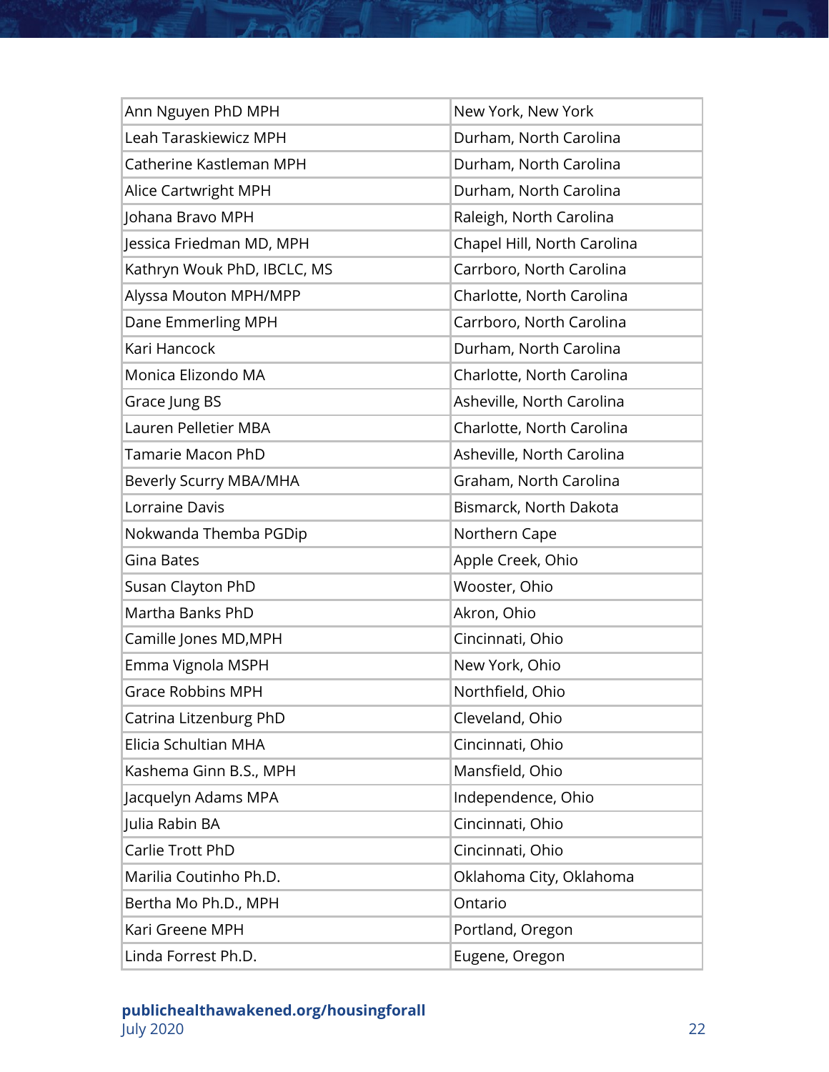| | |
|---|---|
| Ann Nguyen PhD MPH | New York, New York |
| Leah Taraskiewicz MPH | Durham, North Carolina |
| Catherine Kastleman MPH | Durham, North Carolina |
| Alice Cartwright MPH | Durham, North Carolina |
| Johana Bravo MPH | Raleigh, North Carolina |
| Jessica Friedman MD, MPH | Chapel Hill, North Carolina |
| Kathryn Wouk PhD, IBCLC, MS | Carrboro, North Carolina |
| Alyssa Mouton MPH/MPP | Charlotte, North Carolina |
| Dane Emmerling MPH | Carrboro, North Carolina |
| Kari Hancock | Durham, North Carolina |
| Monica Elizondo MA | Charlotte, North Carolina |
| Grace Jung BS | Asheville, North Carolina |
| Lauren Pelletier MBA | Charlotte, North Carolina |
| Tamarie Macon PhD | Asheville, North Carolina |
| Beverly Scurry MBA/MHA | Graham, North Carolina |
| Lorraine Davis | Bismarck, North Dakota |
| Nokwanda Themba PGDip | Northern Cape |
| Gina Bates | Apple Creek, Ohio |
| Susan Clayton PhD | Wooster, Ohio |
| Martha Banks PhD | Akron, Ohio |
| Camille Jones MD,MPH | Cincinnati, Ohio |
| Emma Vignola MSPH | New York, Ohio |
| Grace Robbins MPH | Northfield, Ohio |
| Catrina Litzenburg PhD | Cleveland, Ohio |
| Elicia Schultian MHA | Cincinnati, Ohio |
| Kashema Ginn B.S., MPH | Mansfield, Ohio |
| Jacquelyn Adams MPA | Independence, Ohio |
| Julia Rabin BA | Cincinnati, Ohio |
| Carlie Trott PhD | Cincinnati, Ohio |
| Marilia Coutinho Ph.D. | Oklahoma City, Oklahoma |
| Bertha Mo Ph.D., MPH | Ontario |
| Kari Greene MPH | Portland, Oregon |
| Linda Forrest Ph.D. | Eugene, Oregon |

**publichealthawakened.org/housingforall**
July 2020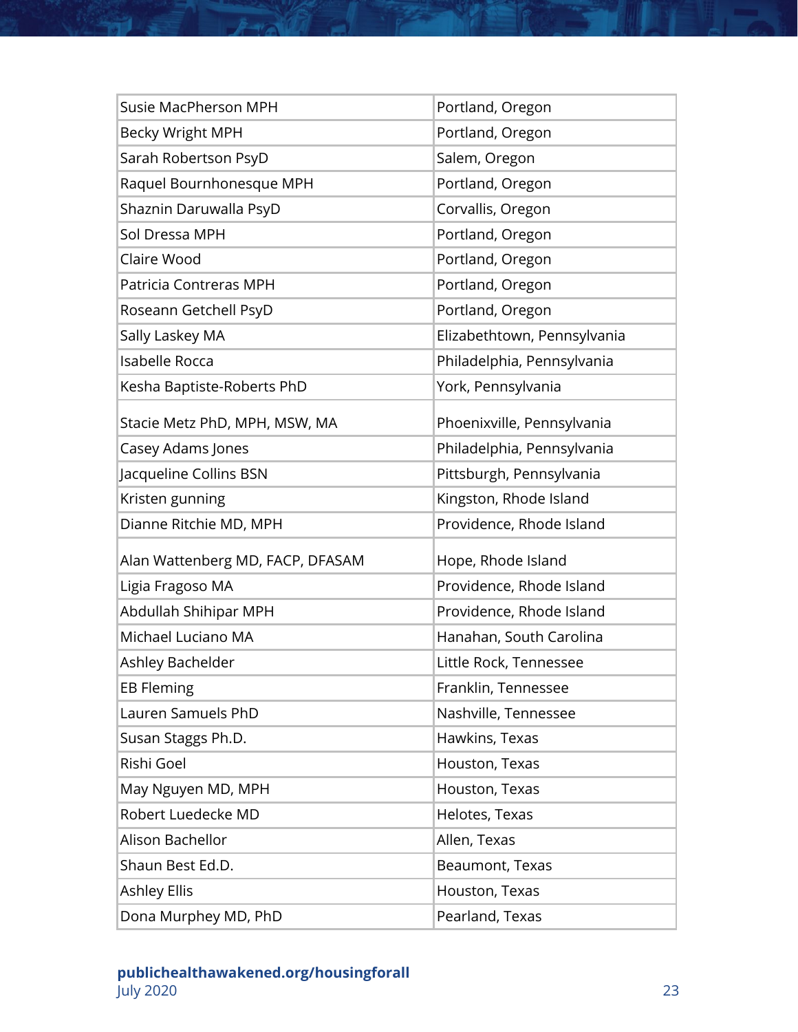| | |
|---|---|
| Susie MacPherson MPH | Portland, Oregon |
| Becky Wright MPH | Portland, Oregon |
| Sarah Robertson PsyD | Salem, Oregon |
| Raquel Bournhonesque MPH | Portland, Oregon |
| Shaznin Daruwalla PsyD | Corvallis, Oregon |
| Sol Dressa MPH | Portland, Oregon |
| Claire Wood | Portland, Oregon |
| Patricia Contreras MPH | Portland, Oregon |
| Roseann Getchell PsyD | Portland, Oregon |
| Sally Laskey MA | Elizabethtown, Pennsylvania |
| Isabelle Rocca | Philadelphia, Pennsylvania |
| Kesha Baptiste-Roberts PhD | York, Pennsylvania |
| Stacie Metz PhD, MPH, MSW, MA | Phoenixville, Pennsylvania |
| Casey Adams Jones | Philadelphia, Pennsylvania |
| Jacqueline Collins BSN | Pittsburgh, Pennsylvania |
| Kristen gunning | Kingston, Rhode Island |
| Dianne Ritchie MD, MPH | Providence, Rhode Island |
| Alan Wattenberg MD, FACP, DFASAM | Hope, Rhode Island |
| Ligia Fragoso MA | Providence, Rhode Island |
| Abdullah Shihipar MPH | Providence, Rhode Island |
| Michael Luciano MA | Hanahan, South Carolina |
| Ashley Bachelder | Little Rock, Tennessee |
| EB Fleming | Franklin, Tennessee |
| Lauren Samuels PhD | Nashville, Tennessee |
| Susan Staggs Ph.D. | Hawkins, Texas |
| Rishi Goel | Houston, Texas |
| May Nguyen MD, MPH | Houston, Texas |
| Robert Luedecke MD | Helotes, Texas |
| Alison Bachellor | Allen, Texas |
| Shaun Best Ed.D. | Beaumont, Texas |
| Ashley Ellis | Houston, Texas |
| Dona Murphey MD, PhD | Pearland, Texas |

**publichealthawakened.org/housingforall**
July 2020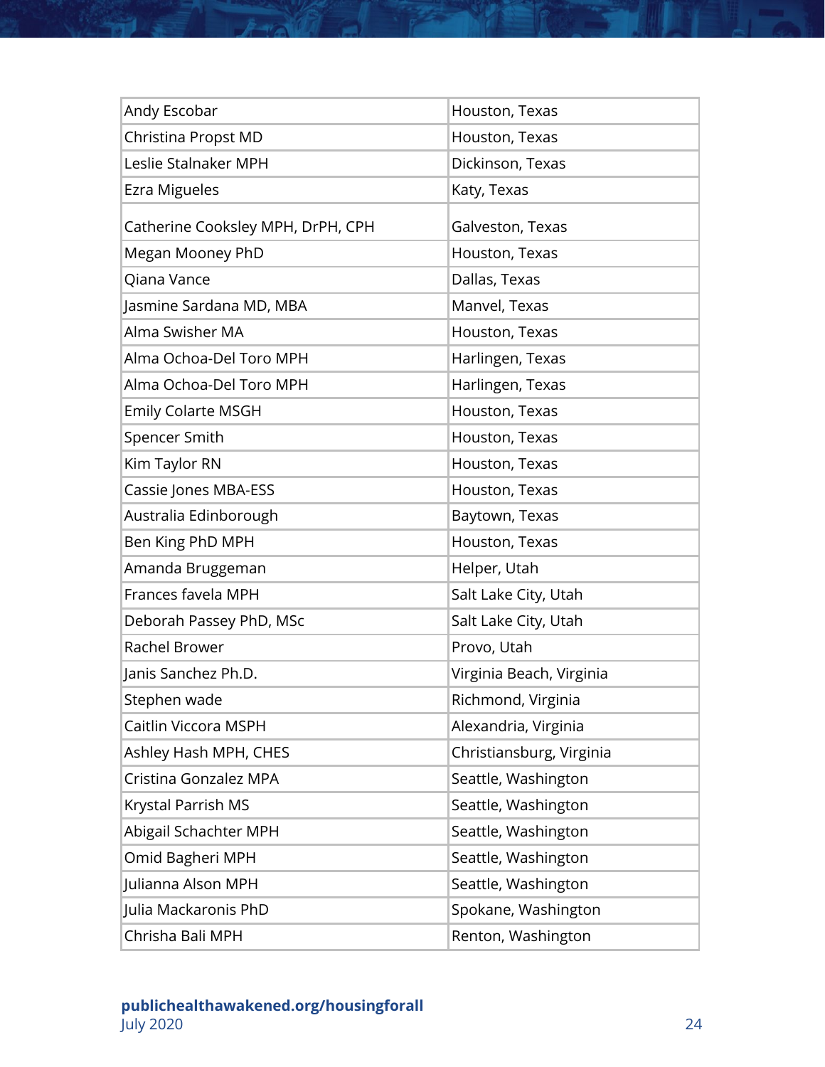| | |
|---|---|
| Andy Escobar | Houston, Texas |
| Christina Propst MD | Houston, Texas |
| Leslie Stalnaker MPH | Dickinson, Texas |
| Ezra Migueles | Katy, Texas |
| Catherine Cooksley MPH, DrPH, CPH | Galveston, Texas |
| Megan Mooney PhD | Houston, Texas |
| Qiana Vance | Dallas, Texas |
| Jasmine Sardana MD, MBA | Manvel, Texas |
| Alma Swisher MA | Houston, Texas |
| Alma Ochoa-Del Toro MPH | Harlingen, Texas |
| Alma Ochoa-Del Toro MPH | Harlingen, Texas |
| Emily Colarte MSGH | Houston, Texas |
| Spencer Smith | Houston, Texas |
| Kim Taylor RN | Houston, Texas |
| Cassie Jones MBA-ESS | Houston, Texas |
| Australia Edinborough | Baytown, Texas |
| Ben King PhD MPH | Houston, Texas |
| Amanda Bruggeman | Helper, Utah |
| Frances favela MPH | Salt Lake City, Utah |
| Deborah Passey PhD, MSc | Salt Lake City, Utah |
| Rachel Brower | Provo, Utah |
| Janis Sanchez Ph.D. | Virginia Beach, Virginia |
| Stephen wade | Richmond, Virginia |
| Caitlin Viccora MSPH | Alexandria, Virginia |
| Ashley Hash MPH, CHES | Christiansburg, Virginia |
| Cristina Gonzalez MPA | Seattle, Washington |
| Krystal Parrish MS | Seattle, Washington |
| Abigail Schachter MPH | Seattle, Washington |
| Omid Bagheri MPH | Seattle, Washington |
| Julianna Alson MPH | Seattle, Washington |
| Julia Mackaronis PhD | Spokane, Washington |
| Chrisha Bali MPH | Renton, Washington |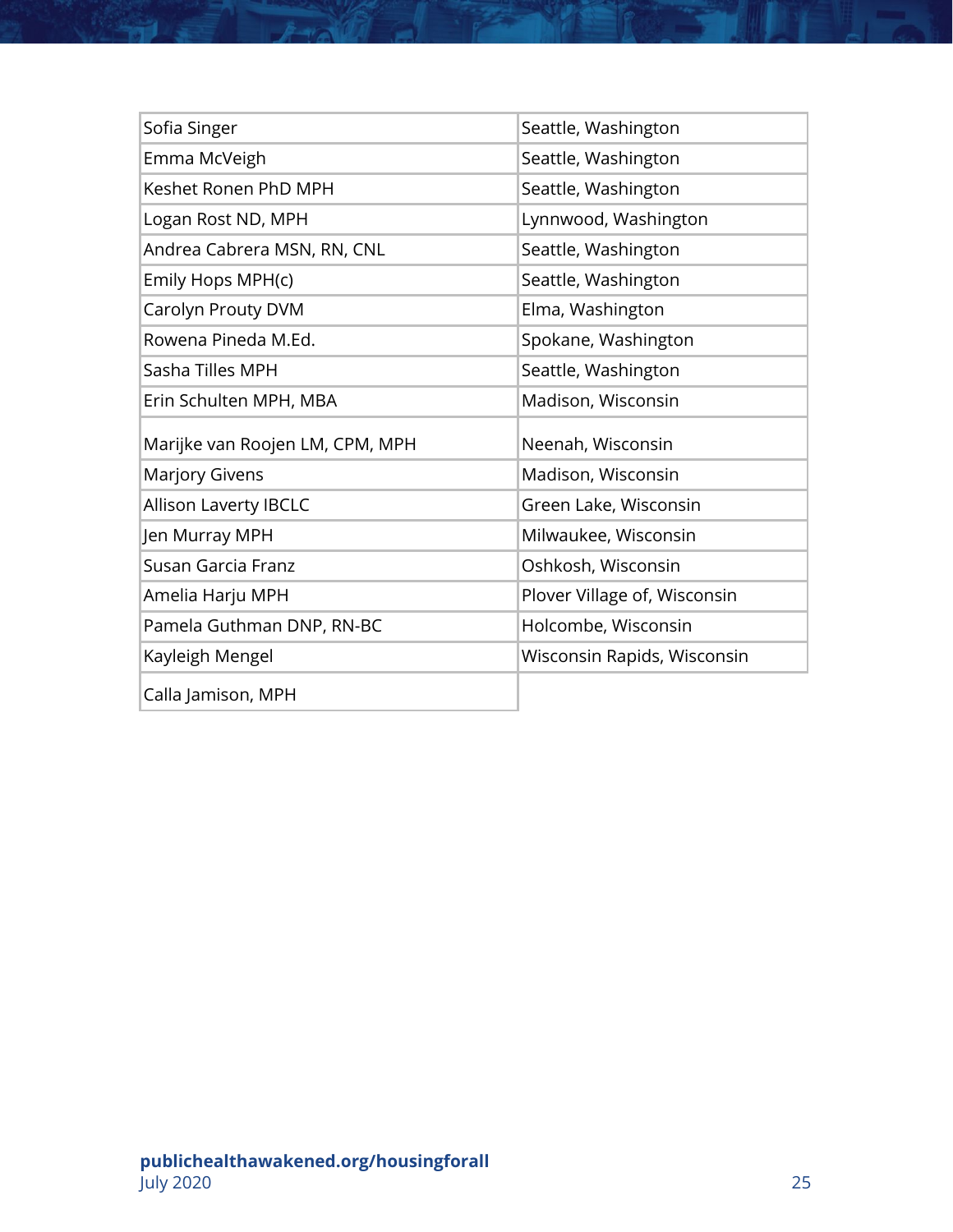| | |
|---|---|
| Sofia Singer | Seattle, Washington |
| Emma McVeigh | Seattle, Washington |
| Keshet Ronen PhD MPH | Seattle, Washington |
| Logan Rost ND, MPH | Lynnwood, Washington |
| Andrea Cabrera MSN, RN, CNL | Seattle, Washington |
| Emily Hops MPH(c) | Seattle, Washington |
| Carolyn Prouty DVM | Elma, Washington |
| Rowena Pineda M.Ed. | Spokane, Washington |
| Sasha Tilles MPH | Seattle, Washington |
| Erin Schulten MPH, MBA | Madison, Wisconsin |
| Marijke van Roojen LM, CPM, MPH | Neenah, Wisconsin |
| Marjory Givens | Madison, Wisconsin |
| Allison Laverty IBCLC | Green Lake, Wisconsin |
| Jen Murray MPH | Milwaukee, Wisconsin |
| Susan Garcia Franz | Oshkosh, Wisconsin |
| Amelia Harju MPH | Plover Village of, Wisconsin |
| Pamela Guthman DNP, RN-BC | Holcombe, Wisconsin |
| Kayleigh Mengel | Wisconsin Rapids, Wisconsin |
| Calla Jamison, MPH | |

**publichealthawakened.org/housingforall**
July 2020